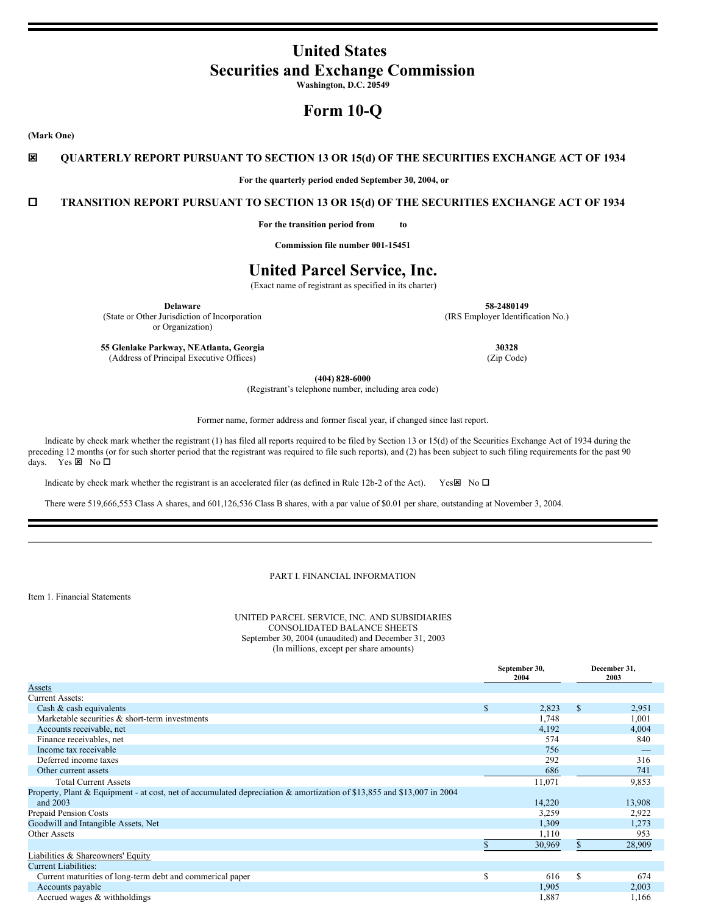# United States
# Securities and Exchange Commission
**Washington, D.C. 20549**

# Form 10-Q

**(Mark One)**

☒ **QUARTERLY REPORT PURSUANT TO SECTION 13 OR 15(d) OF THE SECURITIES EXCHANGE ACT OF 1934**

**For the quarterly period ended September 30, 2004, or**

☐ **TRANSITION REPORT PURSUANT TO SECTION 13 OR 15(d) OF THE SECURITIES EXCHANGE ACT OF 1934**

**For the transition period from to**

**Commission file number 001-15451**

# United Parcel Service, Inc.
(Exact name of registrant as specified in its charter)

| | |
|---|---|
| **Delaware**<br>(State or Other Jurisdiction of Incorporation or Organization) | **58-2480149**<br>(IRS Employer Identification No.) |
| **55 Glenlake Parkway, NEAtlanta, Georgia**<br>(Address of Principal Executive Offices) | **30328**<br>(Zip Code) |

**(404) 828-6000**
(Registrant's telephone number, including area code)

Former name, former address and former fiscal year, if changed since last report.

Indicate by check mark whether the registrant (1) has filed all reports required to be filed by Section 13 or 15(d) of the Securities Exchange Act of 1934 during the preceding 12 months (or for such shorter period that the registrant was required to file such reports), and (2) has been subject to such filing requirements for the past 90 days. Yes ☒ No ☐

Indicate by check mark whether the registrant is an accelerated filer (as defined in Rule 12b-2 of the Act). Yes☒ No ☐

There were 519,666,553 Class A shares, and 601,126,536 Class B shares, with a par value of $0.01 per share, outstanding at November 3, 2004.

PART I. FINANCIAL INFORMATION

Item 1. Financial Statements

UNITED PARCEL SERVICE, INC. AND SUBSIDIARIES
CONSOLIDATED BALANCE SHEETS
September 30, 2004 (unaudited) and December 31, 2003
(In millions, except per share amounts)

| | September 30, 2004 | December 31, 2003 |
|---|---|---|
| Assets | | |
| Current Assets: | | |
| Cash & cash equivalents | $ 2,823 | $ 2,951 |
| Marketable securities & short-term investments | 1,748 | 1,001 |
| Accounts receivable, net | 4,192 | 4,004 |
| Finance receivables, net | 574 | 840 |
| Income tax receivable | 756 | — |
| Deferred income taxes | 292 | 316 |
| Other current assets | 686 | 741 |
| Total Current Assets | 11,071 | 9,853 |
| Property, Plant & Equipment - at cost, net of accumulated depreciation & amortization of $13,855 and $13,007 in 2004 and 2003 | 14,220 | 13,908 |
| Prepaid Pension Costs | 3,259 | 2,922 |
| Goodwill and Intangible Assets, Net | 1,309 | 1,273 |
| Other Assets | 1,110 | 953 |
| | $ 30,969 | $ 28,909 |
| Liabilities & Shareowners' Equity | | |
| Current Liabilities: | | |
| Current maturities of long-term debt and commerical paper | $ 616 | $ 674 |
| Accounts payable | 1,905 | 2,003 |
| Accrued wages & withholdings | 1,887 | 1,166 |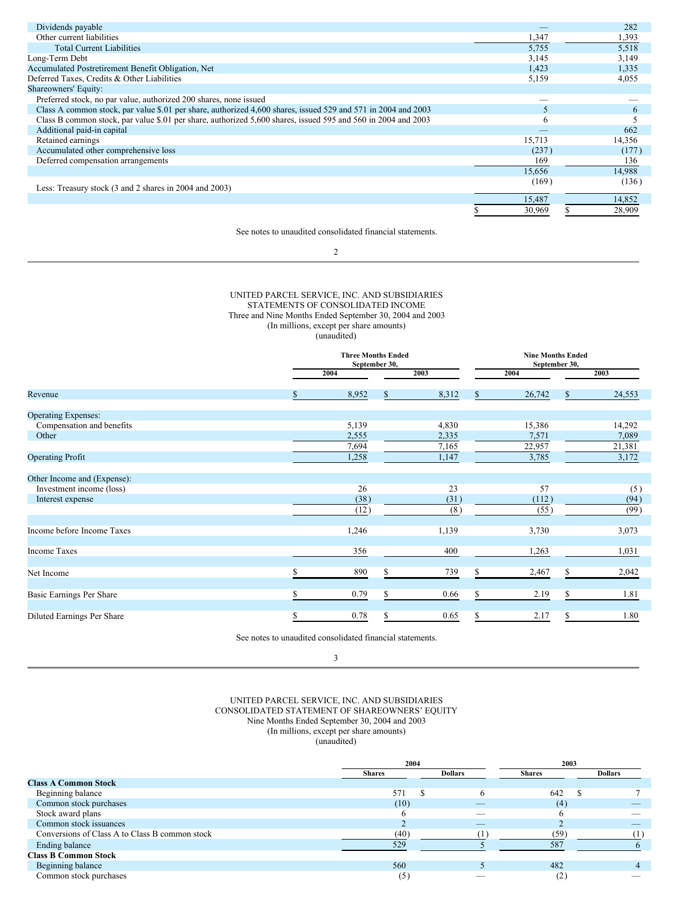| | 2004 | 2003 |
|---|---|---|
| Dividends payable | — | 282 |
| Other current liabilities | 1,347 | 1,393 |
| Total Current Liabilities | 5,755 | 5,518 |
| Long-Term Debt | 3,145 | 3,149 |
| Accumulated Postretirement Benefit Obligation, Net | 1,423 | 1,335 |
| Deferred Taxes, Credits & Other Liabilities | 5,159 | 4,055 |
| Shareowners' Equity: | | |
| Preferred stock, no par value, authorized 200 shares, none issued | — | — |
| Class A common stock, par value $.01 per share, authorized 4,600 shares, issued 529 and 571 in 2004 and 2003 | 5 | 6 |
| Class B common stock, par value $.01 per share, authorized 5,600 shares, issued 595 and 560 in 2004 and 2003 | 6 | 5 |
| Additional paid-in capital | — | 662 |
| Retained earnings | 15,713 | 14,356 |
| Accumulated other comprehensive loss | (237) | (177) |
| Deferred compensation arrangements | 169 | 136 |
| | 15,656 | 14,988 |
| Less: Treasury stock (3 and 2 shares in 2004 and 2003) | (169) | (136) |
| | 15,487 | 14,852 |
| | $ 30,969 | $ 28,909 |

See notes to unaudited consolidated financial statements.

# UNITED PARCEL SERVICE, INC. AND SUBSIDIARIES
## STATEMENTS OF CONSOLIDATED INCOME
### Three and Nine Months Ended September 30, 2004 and 2003
### (In millions, except per share amounts)
### (unaudited)

| | Three Months Ended September 30, | | Nine Months Ended September 30, | |
|---|---|---|---|---|
| | 2004 | 2003 | 2004 | 2003 |
| Revenue | $ 8,952 | $ 8,312 | $ 26,742 | $ 24,553 |
| Operating Expenses: | | | | |
| Compensation and benefits | 5,139 | 4,830 | 15,386 | 14,292 |
| Other | 2,555 | 2,335 | 7,571 | 7,089 |
| | 7,694 | 7,165 | 22,957 | 21,381 |
| Operating Profit | 1,258 | 1,147 | 3,785 | 3,172 |
| Other Income and (Expense): | | | | |
| Investment income (loss) | 26 | 23 | 57 | (5) |
| Interest expense | (38) | (31) | (112) | (94) |
| | (12) | (8) | (55) | (99) |
| Income before Income Taxes | 1,246 | 1,139 | 3,730 | 3,073 |
| Income Taxes | 356 | 400 | 1,263 | 1,031 |
| Net Income | $ 890 | $ 739 | $ 2,467 | $ 2,042 |
| Basic Earnings Per Share | $ 0.79 | $ 0.66 | $ 2.19 | $ 1.81 |
| Diluted Earnings Per Share | $ 0.78 | $ 0.65 | $ 2.17 | $ 1.80 |

See notes to unaudited consolidated financial statements.

# UNITED PARCEL SERVICE, INC. AND SUBSIDIARIES
## CONSOLIDATED STATEMENT OF SHAREOWNERS' EQUITY
### Nine Months Ended September 30, 2004 and 2003
### (In millions, except per share amounts)
### (unaudited)

| | 2004 | | 2003 | |
|---|---|---|---|---|
| | Shares | Dollars | Shares | Dollars |
| **Class A Common Stock** | | | | |
| Beginning balance | 571 | $ 6 | 642 | $ 7 |
| Common stock purchases | (10) | — | (4) | — |
| Stock award plans | 6 | — | 6 | — |
| Common stock issuances | 2 | — | 2 | — |
| Conversions of Class A to Class B common stock | (40) | (1) | (59) | (1) |
| Ending balance | 529 | 5 | 587 | 6 |
| **Class B Common Stock** | | | | |
| Beginning balance | 560 | 5 | 482 | 4 |
| Common stock purchases | (5) | — | (2) | — |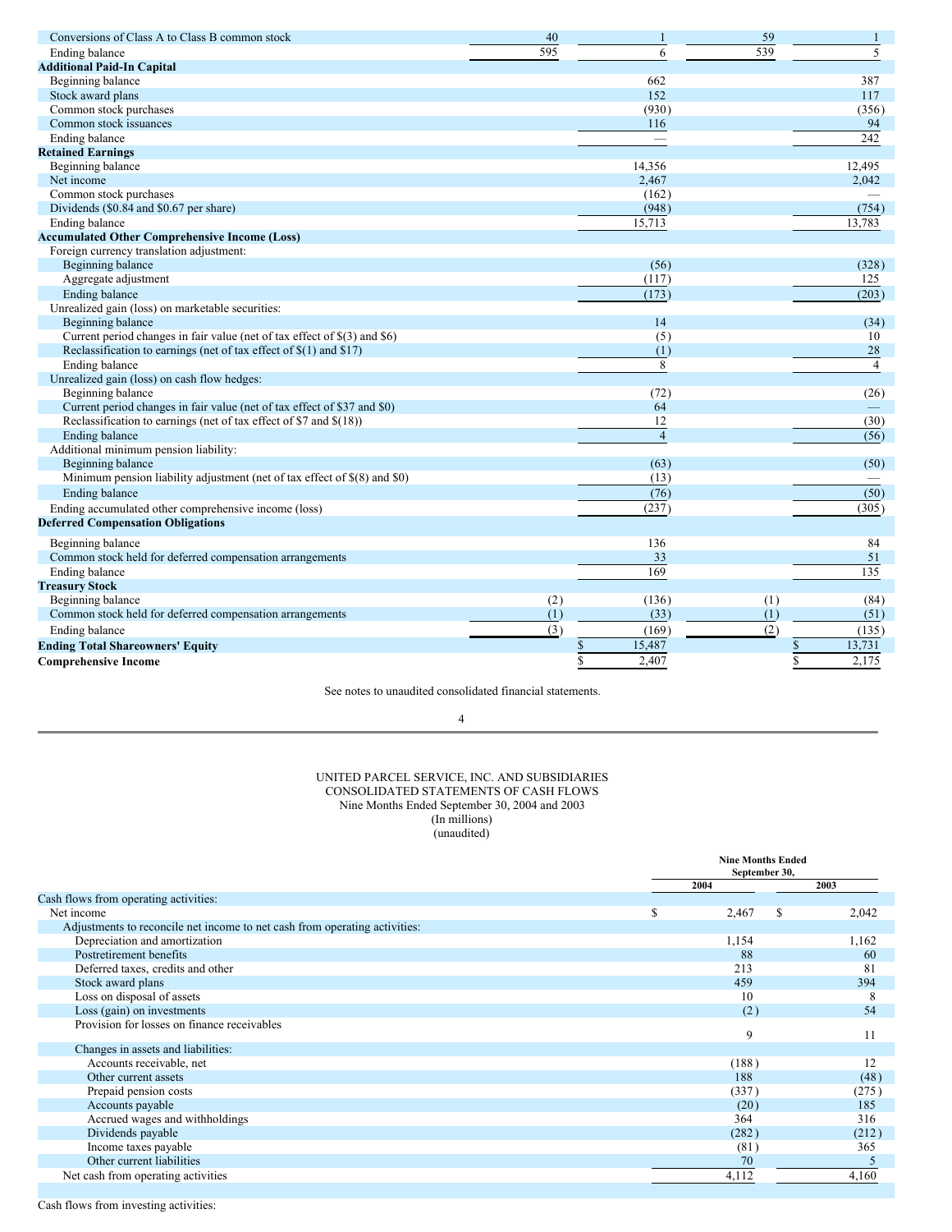| | Shares 2004 | Dollars 2004 | Shares 2003 | Dollars 2003 |
|---|---|---|---|---|
| Conversions of Class A to Class B common stock | 40 | 1 | 59 | 1 |
| Ending balance | 595 | 6 | 539 | 5 |
| **Additional Paid-In Capital** | | | | |
| Beginning balance | | 662 | | 387 |
| Stock award plans | | 152 | | 117 |
| Common stock purchases | | (930) | | (356) |
| Common stock issuances | | 116 | | 94 |
| Ending balance | | — | | 242 |
| **Retained Earnings** | | | | |
| Beginning balance | | 14,356 | | 12,495 |
| Net income | | 2,467 | | 2,042 |
| Common stock purchases | | (162) | | — |
| Dividends ($0.84 and $0.67 per share) | | (948) | | (754) |
| Ending balance | | 15,713 | | 13,783 |
| **Accumulated Other Comprehensive Income (Loss)** | | | | |
| Foreign currency translation adjustment: | | | | |
| Beginning balance | | (56) | | (328) |
| Aggregate adjustment | | (117) | | 125 |
| Ending balance | | (173) | | (203) |
| Unrealized gain (loss) on marketable securities: | | | | |
| Beginning balance | | 14 | | (34) |
| Current period changes in fair value (net of tax effect of $(3) and $6) | | (5) | | 10 |
| Reclassification to earnings (net of tax effect of $(1) and $17) | | (1) | | 28 |
| Ending balance | | 8 | | 4 |
| Unrealized gain (loss) on cash flow hedges: | | | | |
| Beginning balance | | (72) | | (26) |
| Current period changes in fair value (net of tax effect of $37 and $0) | | 64 | | — |
| Reclassification to earnings (net of tax effect of $7 and $(18)) | | 12 | | (30) |
| Ending balance | | 4 | | (56) |
| Additional minimum pension liability: | | | | |
| Beginning balance | | (63) | | (50) |
| Minimum pension liability adjustment (net of tax effect of $(8) and $0) | | (13) | | — |
| Ending balance | | (76) | | (50) |
| Ending accumulated other comprehensive income (loss) | | (237) | | (305) |
| **Deferred Compensation Obligations** | | | | |
| Beginning balance | | 136 | | 84 |
| Common stock held for deferred compensation arrangements | | 33 | | 51 |
| Ending balance | | 169 | | 135 |
| **Treasury Stock** | | | | |
| Beginning balance | (2) | (136) | (1) | (84) |
| Common stock held for deferred compensation arrangements | (1) | (33) | (1) | (51) |
| Ending balance | (3) | (169) | (2) | (135) |
| **Ending Total Shareowners' Equity** | | $ 15,487 | | $ 13,731 |
| **Comprehensive Income** | | $ 2,407 | | $ 2,175 |

See notes to unaudited consolidated financial statements.

UNITED PARCEL SERVICE, INC. AND SUBSIDIARIES
CONSOLIDATED STATEMENTS OF CASH FLOWS
Nine Months Ended September 30, 2004 and 2003
(In millions)
(unaudited)

| | Nine Months Ended September 30, 2004 | 2003 |
|---|---|---|
| Cash flows from operating activities: | | |
| Net income | $ 2,467 | $ 2,042 |
| Adjustments to reconcile net income to net cash from operating activities: | | |
| Depreciation and amortization | 1,154 | 1,162 |
| Postretirement benefits | 88 | 60 |
| Deferred taxes, credits and other | 213 | 81 |
| Stock award plans | 459 | 394 |
| Loss on disposal of assets | 10 | 8 |
| Loss (gain) on investments | (2) | 54 |
| Provision for losses on finance receivables | 9 | 11 |
| Changes in assets and liabilities: | | |
| Accounts receivable, net | (188) | 12 |
| Other current assets | 188 | (48) |
| Prepaid pension costs | (337) | (275) |
| Accounts payable | (20) | 185 |
| Accrued wages and withholdings | 364 | 316 |
| Dividends payable | (282) | (212) |
| Income taxes payable | (81) | 365 |
| Other current liabilities | 70 | 5 |
| Net cash from operating activities | 4,112 | 4,160 |
| Cash flows from investing activities: | | |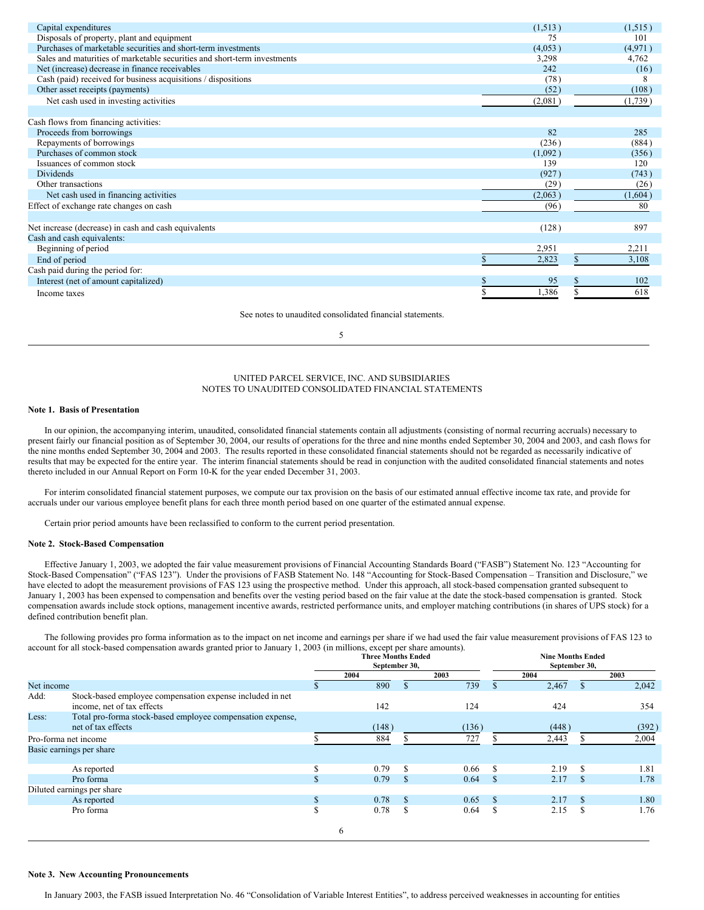| | | |
|---|---|---|
| Capital expenditures | (1,513) | (1,515) |
| Disposals of property, plant and equipment | 75 | 101 |
| Purchases of marketable securities and short-term investments | (4,053) | (4,971) |
| Sales and maturities of marketable securities and short-term investments | 3,298 | 4,762 |
| Net (increase) decrease in finance receivables | 242 | (16) |
| Cash (paid) received for business acquisitions / dispositions | (78) | 8 |
| Other asset receipts (payments) | (52) | (108) |
| Net cash used in investing activities | (2,081) | (1,739) |
| | | |
| Cash flows from financing activities: | | |
| Proceeds from borrowings | 82 | 285 |
| Repayments of borrowings | (236) | (884) |
| Purchases of common stock | (1,092) | (356) |
| Issuances of common stock | 139 | 120 |
| Dividends | (927) | (743) |
| Other transactions | (29) | (26) |
| Net cash used in financing activities | (2,063) | (1,604) |
| Effect of exchange rate changes on cash | (96) | 80 |
| | | |
| Net increase (decrease) in cash and cash equivalents | (128) | 897 |
| Cash and cash equivalents: | | |
| Beginning of period | 2,951 | 2,211 |
| End of period | $ 2,823 | $ 3,108 |
| Cash paid during the period for: | | |
| Interest (net of amount capitalized) | $ 95 | $ 102 |
| Income taxes | $ 1,386 | $ 618 |

See notes to unaudited consolidated financial statements.

UNITED PARCEL SERVICE, INC. AND SUBSIDIARIES
NOTES TO UNAUDITED CONSOLIDATED FINANCIAL STATEMENTS

**Note 1. Basis of Presentation**

In our opinion, the accompanying interim, unaudited, consolidated financial statements contain all adjustments (consisting of normal recurring accruals) necessary to present fairly our financial position as of September 30, 2004, our results of operations for the three and nine months ended September 30, 2004 and 2003, and cash flows for the nine months ended September 30, 2004 and 2003. The results reported in these consolidated financial statements should not be regarded as necessarily indicative of results that may be expected for the entire year. The interim financial statements should be read in conjunction with the audited consolidated financial statements and notes thereto included in our Annual Report on Form 10-K for the year ended December 31, 2003.

For interim consolidated financial statement purposes, we compute our tax provision on the basis of our estimated annual effective income tax rate, and provide for accruals under our various employee benefit plans for each three month period based on one quarter of the estimated annual expense.

Certain prior period amounts have been reclassified to conform to the current period presentation.

**Note 2. Stock-Based Compensation**

Effective January 1, 2003, we adopted the fair value measurement provisions of Financial Accounting Standards Board ("FASB") Statement No. 123 "Accounting for Stock-Based Compensation" ("FAS 123"). Under the provisions of FASB Statement No. 148 "Accounting for Stock-Based Compensation – Transition and Disclosure," we have elected to adopt the measurement provisions of FAS 123 using the prospective method. Under this approach, all stock-based compensation granted subsequent to January 1, 2003 has been expensed to compensation and benefits over the vesting period based on the fair value at the date the stock-based compensation is granted. Stock compensation awards include stock options, management incentive awards, restricted performance units, and employer matching contributions (in shares of UPS stock) for a defined contribution benefit plan.

The following provides pro forma information as to the impact on net income and earnings per share if we had used the fair value measurement provisions of FAS 123 to account for all stock-based compensation awards granted prior to January 1, 2003 (in millions, except per share amounts).

| | | Three Months Ended September 30, | | Nine Months Ended September 30, | |
|---|---|---|---|---|---|
| | | 2004 | 2003 | 2004 | 2003 |
| Net income | | $ 890 | $ 739 | $ 2,467 | $ 2,042 |
| Add: | Stock-based employee compensation expense included in net income, net of tax effects | 142 | 124 | 424 | 354 |
| Less: | Total pro-forma stock-based employee compensation expense, net of tax effects | (148) | (136) | (448) | (392) |
| Pro-forma net income | | $ 884 | $ 727 | $ 2,443 | $ 2,004 |
| Basic earnings per share | | | | | |
| | As reported | $ 0.79 | $ 0.66 | $ 2.19 | $ 1.81 |
| | Pro forma | $ 0.79 | $ 0.64 | $ 2.17 | $ 1.78 |
| Diluted earnings per share | | | | | |
| | As reported | $ 0.78 | $ 0.65 | $ 2.17 | $ 1.80 |
| | Pro forma | $ 0.78 | $ 0.64 | $ 2.15 | $ 1.76 |

**Note 3. New Accounting Pronouncements**

In January 2003, the FASB issued Interpretation No. 46 "Consolidation of Variable Interest Entities", to address perceived weaknesses in accounting for entities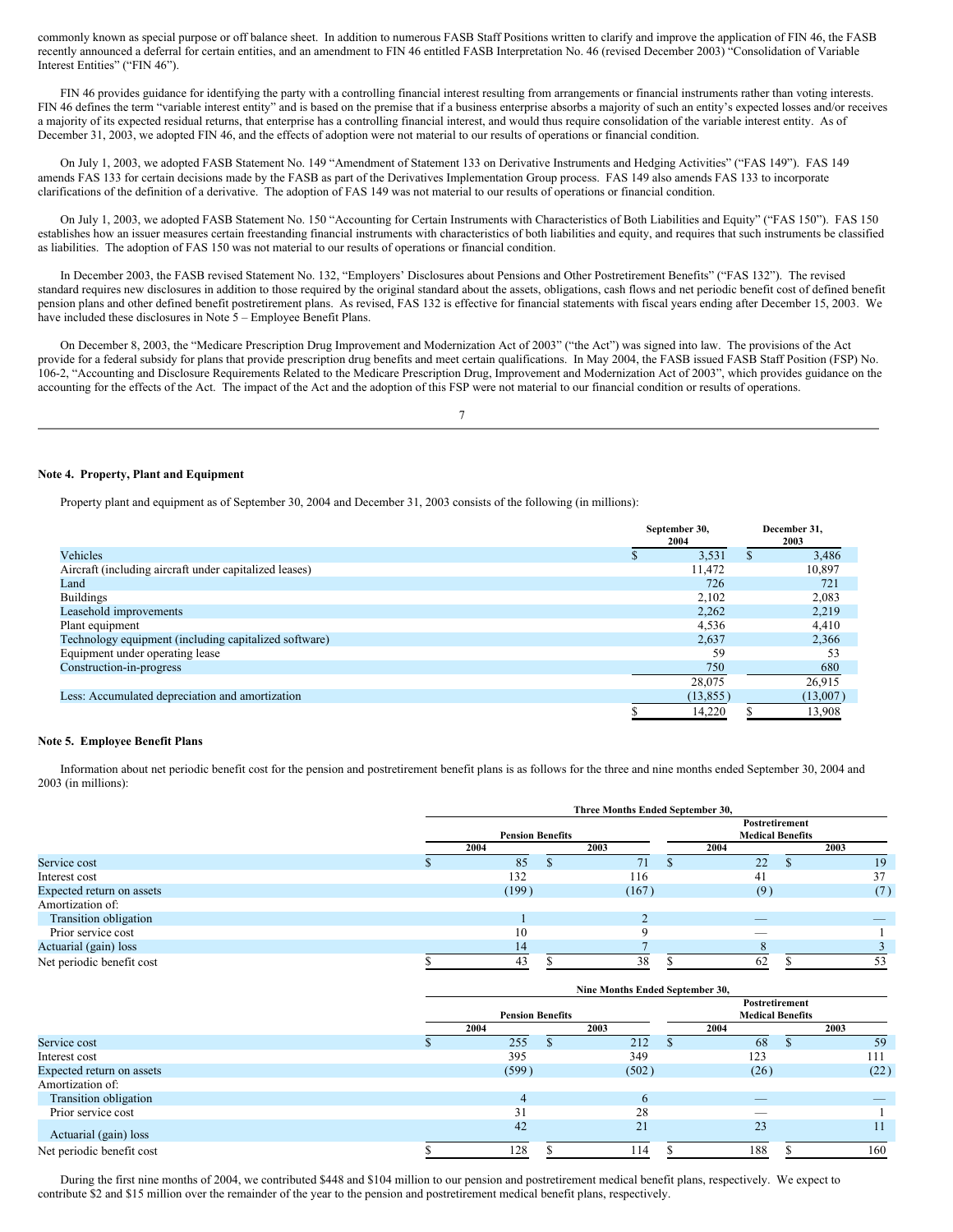commonly known as special purpose or off balance sheet. In addition to numerous FASB Staff Positions written to clarify and improve the application of FIN 46, the FASB recently announced a deferral for certain entities, and an amendment to FIN 46 entitled FASB Interpretation No. 46 (revised December 2003) "Consolidation of Variable Interest Entities" ("FIN 46").

FIN 46 provides guidance for identifying the party with a controlling financial interest resulting from arrangements or financial instruments rather than voting interests. FIN 46 defines the term "variable interest entity" and is based on the premise that if a business enterprise absorbs a majority of such an entity's expected losses and/or receives a majority of its expected residual returns, that enterprise has a controlling financial interest, and would thus require consolidation of the variable interest entity. As of December 31, 2003, we adopted FIN 46, and the effects of adoption were not material to our results of operations or financial condition.

On July 1, 2003, we adopted FASB Statement No. 149 "Amendment of Statement 133 on Derivative Instruments and Hedging Activities" ("FAS 149"). FAS 149 amends FAS 133 for certain decisions made by the FASB as part of the Derivatives Implementation Group process. FAS 149 also amends FAS 133 to incorporate clarifications of the definition of a derivative. The adoption of FAS 149 was not material to our results of operations or financial condition.

On July 1, 2003, we adopted FASB Statement No. 150 "Accounting for Certain Instruments with Characteristics of Both Liabilities and Equity" ("FAS 150"). FAS 150 establishes how an issuer measures certain freestanding financial instruments with characteristics of both liabilities and equity, and requires that such instruments be classified as liabilities. The adoption of FAS 150 was not material to our results of operations or financial condition.

In December 2003, the FASB revised Statement No. 132, "Employers' Disclosures about Pensions and Other Postretirement Benefits" ("FAS 132"). The revised standard requires new disclosures in addition to those required by the original standard about the assets, obligations, cash flows and net periodic benefit cost of defined benefit pension plans and other defined benefit postretirement plans. As revised, FAS 132 is effective for financial statements with fiscal years ending after December 15, 2003. We have included these disclosures in Note 5 – Employee Benefit Plans.

On December 8, 2003, the "Medicare Prescription Drug Improvement and Modernization Act of 2003" ("the Act") was signed into law. The provisions of the Act provide for a federal subsidy for plans that provide prescription drug benefits and meet certain qualifications. In May 2004, the FASB issued FASB Staff Position (FSP) No. 106-2, "Accounting and Disclosure Requirements Related to the Medicare Prescription Drug, Improvement and Modernization Act of 2003", which provides guidance on the accounting for the effects of the Act. The impact of the Act and the adoption of this FSP were not material to our financial condition or results of operations.

**Note 4. Property, Plant and Equipment**

Property plant and equipment as of September 30, 2004 and December 31, 2003 consists of the following (in millions):

| | September 30, 2004 | December 31, 2003 |
|---|---|---|
| Vehicles | $ 3,531 | $ 3,486 |
| Aircraft (including aircraft under capitalized leases) | 11,472 | 10,897 |
| Land | 726 | 721 |
| Buildings | 2,102 | 2,083 |
| Leasehold improvements | 2,262 | 2,219 |
| Plant equipment | 4,536 | 4,410 |
| Technology equipment (including capitalized software) | 2,637 | 2,366 |
| Equipment under operating lease | 59 | 53 |
| Construction-in-progress | 750 | 680 |
| | 28,075 | 26,915 |
| Less: Accumulated depreciation and amortization | (13,855) | (13,007) |
| | $ 14,220 | $ 13,908 |

**Note 5. Employee Benefit Plans**

Information about net periodic benefit cost for the pension and postretirement benefit plans is as follows for the three and nine months ended September 30, 2004 and 2003 (in millions):

| | Three Months Ended September 30, | | | |
|---|---|---|---|---|
| | Pension Benefits | | Postretirement Medical Benefits | |
| | 2004 | 2003 | 2004 | 2003 |
| Service cost | $ 85 | $ 71 | $ 22 | $ 19 |
| Interest cost | 132 | 116 | 41 | 37 |
| Expected return on assets | (199) | (167) | (9) | (7) |
| Amortization of: | | | | |
| Transition obligation | 1 | 2 | — | — |
| Prior service cost | 10 | 9 | — | 1 |
| Actuarial (gain) loss | 14 | 7 | 8 | 3 |
| Net periodic benefit cost | $ 43 | $ 38 | $ 62 | $ 53 |

| | Nine Months Ended September 30, | | | |
|---|---|---|---|---|
| | Pension Benefits | | Postretirement Medical Benefits | |
| | 2004 | 2003 | 2004 | 2003 |
| Service cost | $ 255 | $ 212 | $ 68 | $ 59 |
| Interest cost | 395 | 349 | 123 | 111 |
| Expected return on assets | (599) | (502) | (26) | (22) |
| Amortization of: | | | | |
| Transition obligation | 4 | 6 | — | — |
| Prior service cost | 31 | 28 | — | 1 |
| Actuarial (gain) loss | 42 | 21 | 23 | 11 |
| Net periodic benefit cost | $ 128 | $ 114 | $ 188 | $ 160 |

During the first nine months of 2004, we contributed $448 and $104 million to our pension and postretirement medical benefit plans, respectively. We expect to contribute $2 and $15 million over the remainder of the year to the pension and postretirement medical benefit plans, respectively.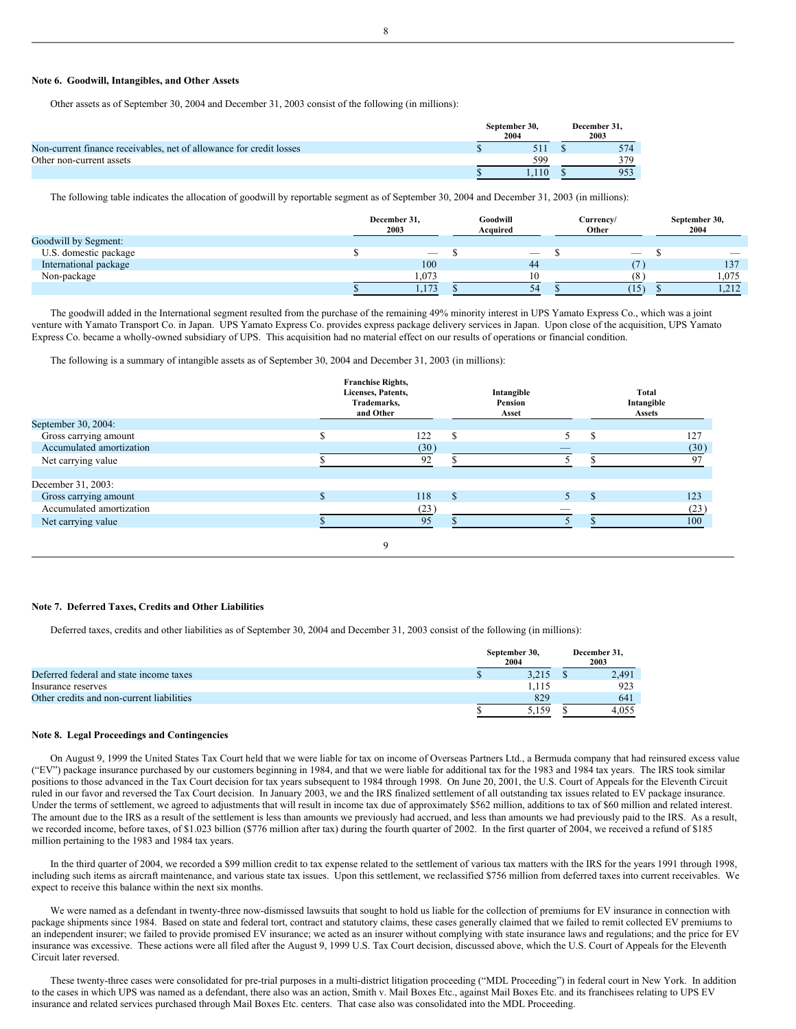### Note 6. Goodwill, Intangibles, and Other Assets

Other assets as of September 30, 2004 and December 31, 2003 consist of the following (in millions):

| | September 30, 2004 | December 31, 2003 |
|---|---|---|
| Non-current finance receivables, net of allowance for credit losses | $ 511 | $ 574 |
| Other non-current assets | 599 | 379 |
| | $ 1,110 | $ 953 |

The following table indicates the allocation of goodwill by reportable segment as of September 30, 2004 and December 31, 2003 (in millions):

| | December 31, 2003 | Goodwill Acquired | Currency/ Other | September 30, 2004 |
|---|---|---|---|---|
| Goodwill by Segment: | | | | |
| U.S. domestic package | $ — | $ — | $ — | $ — |
| International package | 100 | 44 | (7) | 137 |
| Non-package | 1,073 | 10 | (8) | 1,075 |
| | $ 1,173 | $ 54 | $ (15) | $ 1,212 |

The goodwill added in the International segment resulted from the purchase of the remaining 49% minority interest in UPS Yamato Express Co., which was a joint venture with Yamato Transport Co. in Japan. UPS Yamato Express Co. provides express package delivery services in Japan. Upon close of the acquisition, UPS Yamato Express Co. became a wholly-owned subsidiary of UPS. This acquisition had no material effect on our results of operations or financial condition.

The following is a summary of intangible assets as of September 30, 2004 and December 31, 2003 (in millions):

| | Franchise Rights, Licenses, Patents, Trademarks, and Other | Intangible Pension Asset | Total Intangible Assets |
|---|---|---|---|
| September 30, 2004: | | | |
| Gross carrying amount | $ 122 | $ 5 | $ 127 |
| Accumulated amortization | (30) | — | (30) |
| Net carrying value | $ 92 | $ 5 | $ 97 |
| | | | |
| December 31, 2003: | | | |
| Gross carrying amount | $ 118 | $ 5 | $ 123 |
| Accumulated amortization | (23) | — | (23) |
| Net carrying value | $ 95 | $ 5 | $ 100 |

### Note 7. Deferred Taxes, Credits and Other Liabilities

Deferred taxes, credits and other liabilities as of September 30, 2004 and December 31, 2003 consist of the following (in millions):

| | September 30, 2004 | December 31, 2003 |
|---|---|---|
| Deferred federal and state income taxes | $ 3,215 | $ 2,491 |
| Insurance reserves | 1,115 | 923 |
| Other credits and non-current liabilities | 829 | 641 |
| | $ 5,159 | $ 4,055 |

### Note 8. Legal Proceedings and Contingencies

On August 9, 1999 the United States Tax Court held that we were liable for tax on income of Overseas Partners Ltd., a Bermuda company that had reinsured excess value ("EV") package insurance purchased by our customers beginning in 1984, and that we were liable for additional tax for the 1983 and 1984 tax years. The IRS took similar positions to those advanced in the Tax Court decision for tax years subsequent to 1984 through 1998. On June 20, 2001, the U.S. Court of Appeals for the Eleventh Circuit ruled in our favor and reversed the Tax Court decision. In January 2003, we and the IRS finalized settlement of all outstanding tax issues related to EV package insurance. Under the terms of settlement, we agreed to adjustments that will result in income tax due of approximately $562 million, additions to tax of $60 million and related interest. The amount due to the IRS as a result of the settlement is less than amounts we previously had accrued, and less than amounts we had previously paid to the IRS. As a result, we recorded income, before taxes, of $1.023 billion ($776 million after tax) during the fourth quarter of 2002. In the first quarter of 2004, we received a refund of $185 million pertaining to the 1983 and 1984 tax years.

In the third quarter of 2004, we recorded a $99 million credit to tax expense related to the settlement of various tax matters with the IRS for the years 1991 through 1998, including such items as aircraft maintenance, and various state tax issues. Upon this settlement, we reclassified $756 million from deferred taxes into current receivables. We expect to receive this balance within the next six months.

We were named as a defendant in twenty-three now-dismissed lawsuits that sought to hold us liable for the collection of premiums for EV insurance in connection with package shipments since 1984. Based on state and federal tort, contract and statutory claims, these cases generally claimed that we failed to remit collected EV premiums to an independent insurer; we failed to provide promised EV insurance; we acted as an insurer without complying with state insurance laws and regulations; and the price for EV insurance was excessive. These actions were all filed after the August 9, 1999 U.S. Tax Court decision, discussed above, which the U.S. Court of Appeals for the Eleventh Circuit later reversed.

These twenty-three cases were consolidated for pre-trial purposes in a multi-district litigation proceeding ("MDL Proceeding") in federal court in New York. In addition to the cases in which UPS was named as a defendant, there also was an action, Smith v. Mail Boxes Etc., against Mail Boxes Etc. and its franchisees relating to UPS EV insurance and related services purchased through Mail Boxes Etc. centers. That case also was consolidated into the MDL Proceeding.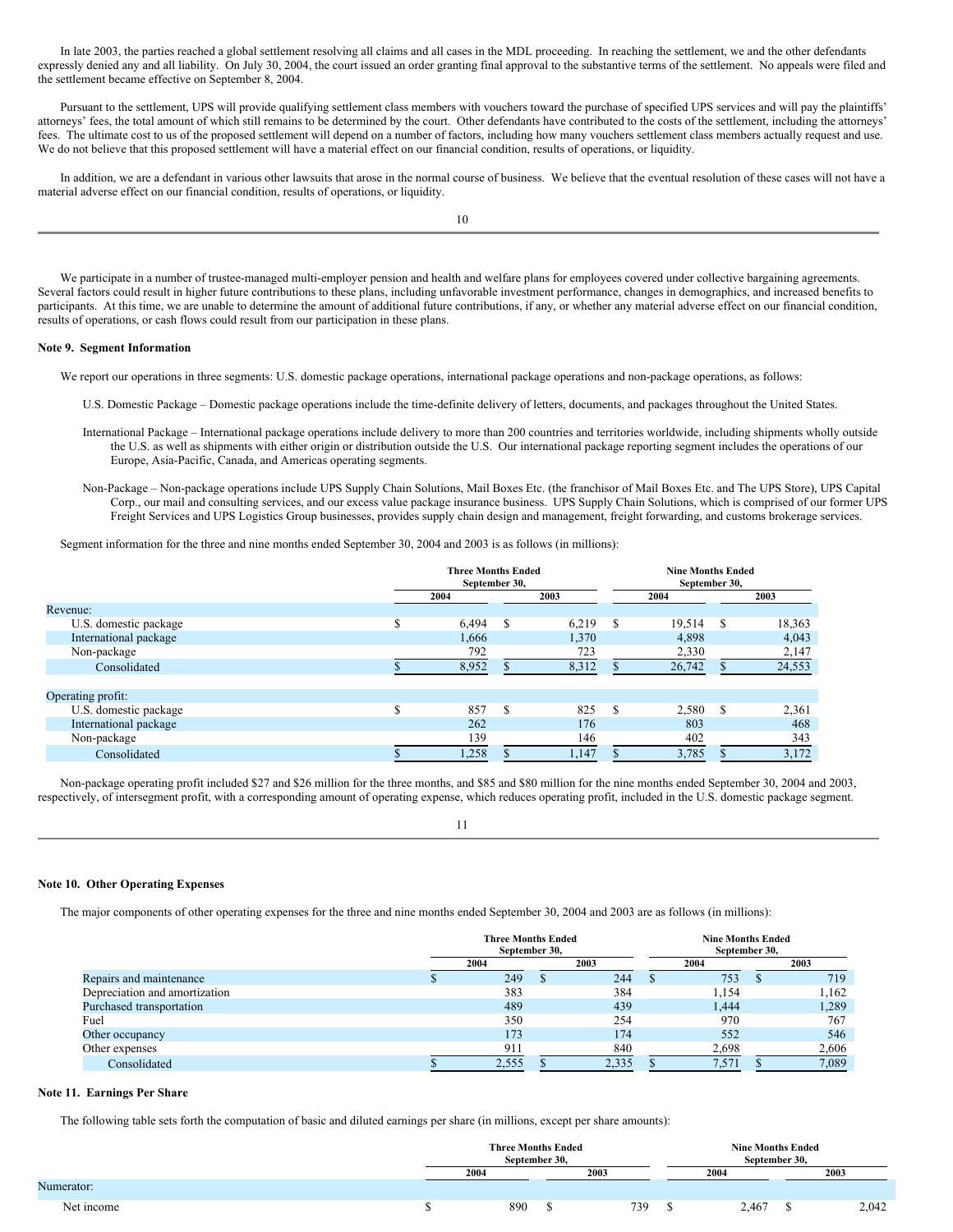In late 2003, the parties reached a global settlement resolving all claims and all cases in the MDL proceeding. In reaching the settlement, we and the other defendants expressly denied any and all liability. On July 30, 2004, the court issued an order granting final approval to the substantive terms of the settlement. No appeals were filed and the settlement became effective on September 8, 2004.

Pursuant to the settlement, UPS will provide qualifying settlement class members with vouchers toward the purchase of specified UPS services and will pay the plaintiffs' attorneys' fees, the total amount of which still remains to be determined by the court. Other defendants have contributed to the costs of the settlement, including the attorneys' fees. The ultimate cost to us of the proposed settlement will depend on a number of factors, including how many vouchers settlement class members actually request and use. We do not believe that this proposed settlement will have a material effect on our financial condition, results of operations, or liquidity.

In addition, we are a defendant in various other lawsuits that arose in the normal course of business. We believe that the eventual resolution of these cases will not have a material adverse effect on our financial condition, results of operations, or liquidity.

We participate in a number of trustee-managed multi-employer pension and health and welfare plans for employees covered under collective bargaining agreements. Several factors could result in higher future contributions to these plans, including unfavorable investment performance, changes in demographics, and increased benefits to participants. At this time, we are unable to determine the amount of additional future contributions, if any, or whether any material adverse effect on our financial condition, results of operations, or cash flows could result from our participation in these plans.

**Note 9. Segment Information**

We report our operations in three segments: U.S. domestic package operations, international package operations and non-package operations, as follows:

U.S. Domestic Package – Domestic package operations include the time-definite delivery of letters, documents, and packages throughout the United States.

International Package – International package operations include delivery to more than 200 countries and territories worldwide, including shipments wholly outside the U.S. as well as shipments with either origin or distribution outside the U.S. Our international package reporting segment includes the operations of our Europe, Asia-Pacific, Canada, and Americas operating segments.

Non-Package – Non-package operations include UPS Supply Chain Solutions, Mail Boxes Etc. (the franchisor of Mail Boxes Etc. and The UPS Store), UPS Capital Corp., our mail and consulting services, and our excess value package insurance business. UPS Supply Chain Solutions, which is comprised of our former UPS Freight Services and UPS Logistics Group businesses, provides supply chain design and management, freight forwarding, and customs brokerage services.

Segment information for the three and nine months ended September 30, 2004 and 2003 is as follows (in millions):

| | Three Months Ended September 30, | | Nine Months Ended September 30, | |
|---|---|---|---|---|
| | 2004 | 2003 | 2004 | 2003 |
| Revenue: | | | | |
| U.S. domestic package | $ 6,494 | $ 6,219 | $ 19,514 | $ 18,363 |
| International package | 1,666 | 1,370 | 4,898 | 4,043 |
| Non-package | 792 | 723 | 2,330 | 2,147 |
| Consolidated | $ 8,952 | $ 8,312 | $ 26,742 | $ 24,553 |
| | | | | |
| Operating profit: | | | | |
| U.S. domestic package | $ 857 | $ 825 | $ 2,580 | $ 2,361 |
| International package | 262 | 176 | 803 | 468 |
| Non-package | 139 | 146 | 402 | 343 |
| Consolidated | $ 1,258 | $ 1,147 | $ 3,785 | $ 3,172 |

Non-package operating profit included $27 and $26 million for the three months, and $85 and $80 million for the nine months ended September 30, 2004 and 2003, respectively, of intersegment profit, with a corresponding amount of operating expense, which reduces operating profit, included in the U.S. domestic package segment.

**Note 10. Other Operating Expenses**

The major components of other operating expenses for the three and nine months ended September 30, 2004 and 2003 are as follows (in millions):

| | Three Months Ended September 30, | | Nine Months Ended September 30, | |
|---|---|---|---|---|
| | 2004 | 2003 | 2004 | 2003 |
| Repairs and maintenance | $ 249 | $ 244 | $ 753 | $ 719 |
| Depreciation and amortization | 383 | 384 | 1,154 | 1,162 |
| Purchased transportation | 489 | 439 | 1,444 | 1,289 |
| Fuel | 350 | 254 | 970 | 767 |
| Other occupancy | 173 | 174 | 552 | 546 |
| Other expenses | 911 | 840 | 2,698 | 2,606 |
| Consolidated | $ 2,555 | $ 2,335 | $ 7,571 | $ 7,089 |

**Note 11. Earnings Per Share**

The following table sets forth the computation of basic and diluted earnings per share (in millions, except per share amounts):

| | Three Months Ended September 30, | | Nine Months Ended September 30, | |
|---|---|---|---|---|
| | 2004 | 2003 | 2004 | 2003 |
| Numerator: | | | | |
| Net income | $ 890 | $ 739 | $ 2,467 | $ 2,042 |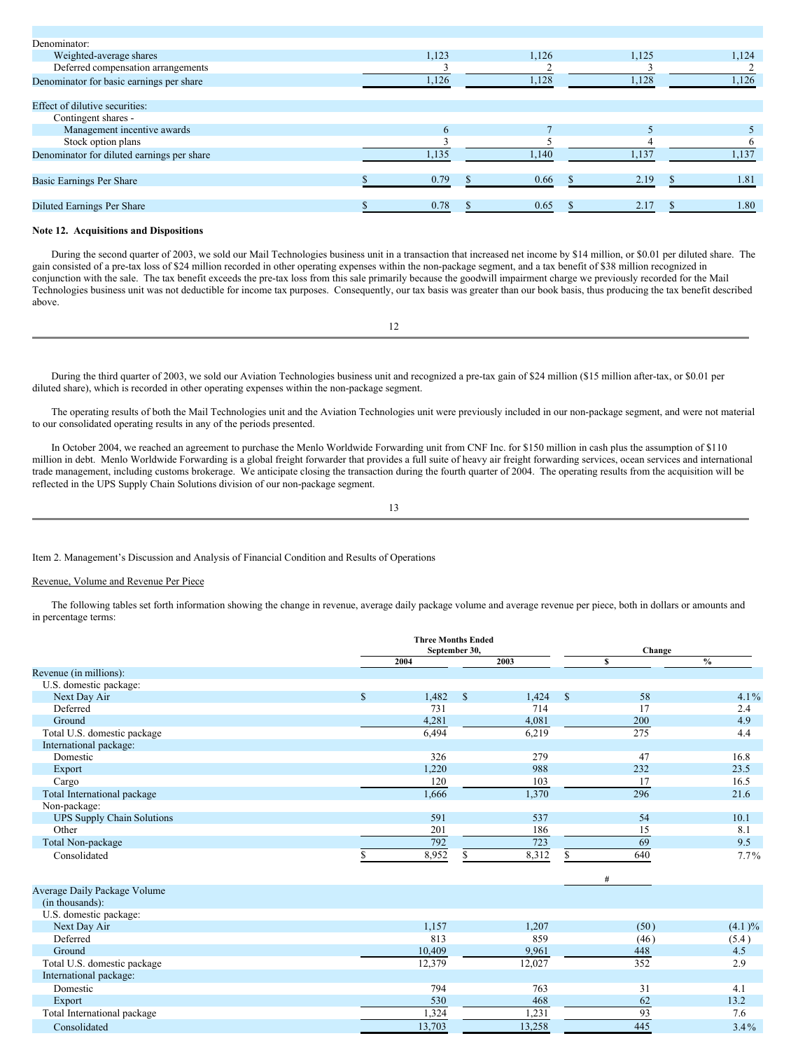| | | | | |
|---|---|---|---|---|
| Denominator: | | | | |
| Weighted-average shares | 1,123 | 1,126 | 1,125 | 1,124 |
| Deferred compensation arrangements | 3 | 2 | 3 | 2 |
| Denominator for basic earnings per share | 1,126 | 1,128 | 1,128 | 1,126 |
| | | | | |
| Effect of dilutive securities: | | | | |
| Contingent shares - | | | | |
| Management incentive awards | 6 | 7 | 5 | 5 |
| Stock option plans | 3 | 5 | 4 | 6 |
| Denominator for diluted earnings per share | 1,135 | 1,140 | 1,137 | 1,137 |
| | | | | |
| Basic Earnings Per Share | $ 0.79 | $ 0.66 | $ 2.19 | $ 1.81 |
| | | | | |
| Diluted Earnings Per Share | $ 0.78 | $ 0.65 | $ 2.17 | $ 1.80 |

**Note 12. Acquisitions and Dispositions**

During the second quarter of 2003, we sold our Mail Technologies business unit in a transaction that increased net income by $14 million, or $0.01 per diluted share. The gain consisted of a pre-tax loss of $24 million recorded in other operating expenses within the non-package segment, and a tax benefit of $38 million recognized in conjunction with the sale. The tax benefit exceeds the pre-tax loss from this sale primarily because the goodwill impairment charge we previously recorded for the Mail Technologies business unit was not deductible for income tax purposes. Consequently, our tax basis was greater than our book basis, thus producing the tax benefit described above.

During the third quarter of 2003, we sold our Aviation Technologies business unit and recognized a pre-tax gain of $24 million ($15 million after-tax, or $0.01 per diluted share), which is recorded in other operating expenses within the non-package segment.

The operating results of both the Mail Technologies unit and the Aviation Technologies unit were previously included in our non-package segment, and were not material to our consolidated operating results in any of the periods presented.

In October 2004, we reached an agreement to purchase the Menlo Worldwide Forwarding unit from CNF Inc. for $150 million in cash plus the assumption of $110 million in debt. Menlo Worldwide Forwarding is a global freight forwarder that provides a full suite of heavy air freight forwarding services, ocean services and international trade management, including customs brokerage. We anticipate closing the transaction during the fourth quarter of 2004. The operating results from the acquisition will be reflected in the UPS Supply Chain Solutions division of our non-package segment.

Item 2. Management's Discussion and Analysis of Financial Condition and Results of Operations

Revenue, Volume and Revenue Per Piece

The following tables set forth information showing the change in revenue, average daily package volume and average revenue per piece, both in dollars or amounts and in percentage terms:

| | Three Months Ended September 30, | | Change | |
|---|---|---|---|---|
| | 2004 | 2003 | $ | % |
| Revenue (in millions): | | | | |
| U.S. domestic package: | | | | |
| Next Day Air | $ 1,482 | $ 1,424 | $ 58 | 4.1% |
| Deferred | 731 | 714 | 17 | 2.4 |
| Ground | 4,281 | 4,081 | 200 | 4.9 |
| Total U.S. domestic package | 6,494 | 6,219 | 275 | 4.4 |
| International package: | | | | |
| Domestic | 326 | 279 | 47 | 16.8 |
| Export | 1,220 | 988 | 232 | 23.5 |
| Cargo | 120 | 103 | 17 | 16.5 |
| Total International package | 1,666 | 1,370 | 296 | 21.6 |
| Non-package: | | | | |
| UPS Supply Chain Solutions | 591 | 537 | 54 | 10.1 |
| Other | 201 | 186 | 15 | 8.1 |
| Total Non-package | 792 | 723 | 69 | 9.5 |
| Consolidated | $ 8,952 | $ 8,312 | $ 640 | 7.7% |
| | | | # | |
| Average Daily Package Volume (in thousands): | | | | |
| U.S. domestic package: | | | | |
| Next Day Air | 1,157 | 1,207 | (50) | (4.1)% |
| Deferred | 813 | 859 | (46) | (5.4) |
| Ground | 10,409 | 9,961 | 448 | 4.5 |
| Total U.S. domestic package | 12,379 | 12,027 | 352 | 2.9 |
| International package: | | | | |
| Domestic | 794 | 763 | 31 | 4.1 |
| Export | 530 | 468 | 62 | 13.2 |
| Total International package | 1,324 | 1,231 | 93 | 7.6 |
| Consolidated | 13,703 | 13,258 | 445 | 3.4% |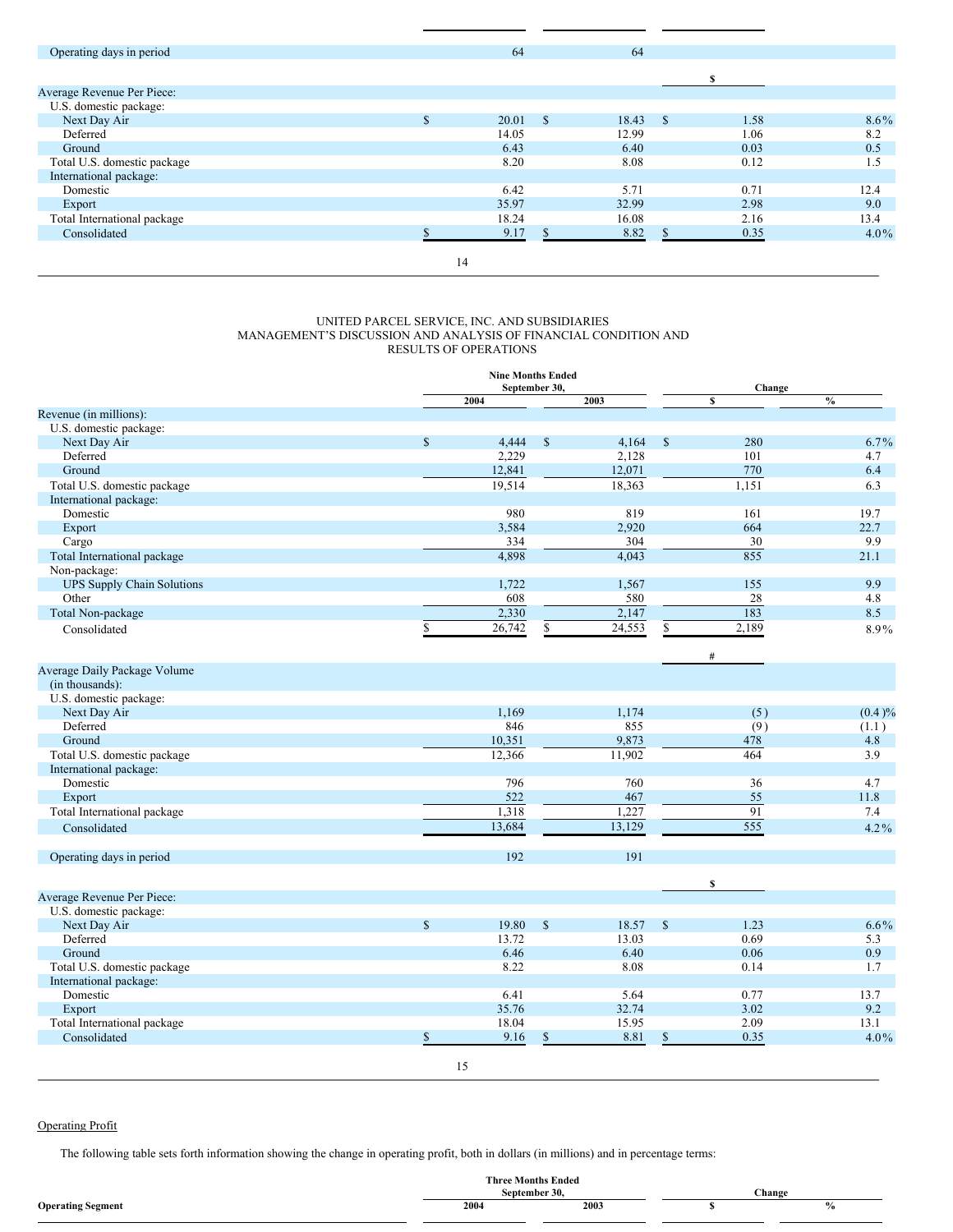| | | | | |
|---|---|---|---|---|
| Operating days in period | 64 | 64 | | |
| | | | $ | |
| Average Revenue Per Piece: | | | | |
| U.S. domestic package: | | | | |
| Next Day Air | $ 20.01 | $ 18.43 | $ 1.58 | 8.6% |
| Deferred | 14.05 | 12.99 | 1.06 | 8.2 |
| Ground | 6.43 | 6.40 | 0.03 | 0.5 |
| Total U.S. domestic package | 8.20 | 8.08 | 0.12 | 1.5 |
| International package: | | | | |
| Domestic | 6.42 | 5.71 | 0.71 | 12.4 |
| Export | 35.97 | 32.99 | 2.98 | 9.0 |
| Total International package | 18.24 | 16.08 | 2.16 | 13.4 |
| Consolidated | $ 9.17 | $ 8.82 | $ 0.35 | 4.0% |

UNITED PARCEL SERVICE, INC. AND SUBSIDIARIES
MANAGEMENT'S DISCUSSION AND ANALYSIS OF FINANCIAL CONDITION AND RESULTS OF OPERATIONS

| | Nine Months Ended September 30, | | Change | |
|---|---|---|---|---|
| | 2004 | 2003 | $ | % |
| Revenue (in millions): | | | | |
| U.S. domestic package: | | | | |
| Next Day Air | $ 4,444 | $ 4,164 | $ 280 | 6.7% |
| Deferred | 2,229 | 2,128 | 101 | 4.7 |
| Ground | 12,841 | 12,071 | 770 | 6.4 |
| Total U.S. domestic package | 19,514 | 18,363 | 1,151 | 6.3 |
| International package: | | | | |
| Domestic | 980 | 819 | 161 | 19.7 |
| Export | 3,584 | 2,920 | 664 | 22.7 |
| Cargo | 334 | 304 | 30 | 9.9 |
| Total International package | 4,898 | 4,043 | 855 | 21.1 |
| Non-package: | | | | |
| UPS Supply Chain Solutions | 1,722 | 1,567 | 155 | 9.9 |
| Other | 608 | 580 | 28 | 4.8 |
| Total Non-package | 2,330 | 2,147 | 183 | 8.5 |
| Consolidated | $ 26,742 | $ 24,553 | $ 2,189 | 8.9% |
| | | | # | |
| Average Daily Package Volume (in thousands): | | | | |
| U.S. domestic package: | | | | |
| Next Day Air | 1,169 | 1,174 | (5) | (0.4)% |
| Deferred | 846 | 855 | (9) | (1.1) |
| Ground | 10,351 | 9,873 | 478 | 4.8 |
| Total U.S. domestic package | 12,366 | 11,902 | 464 | 3.9 |
| International package: | | | | |
| Domestic | 796 | 760 | 36 | 4.7 |
| Export | 522 | 467 | 55 | 11.8 |
| Total International package | 1,318 | 1,227 | 91 | 7.4 |
| Consolidated | 13,684 | 13,129 | 555 | 4.2% |
| Operating days in period | 192 | 191 | | |
| | | | $ | |
| Average Revenue Per Piece: | | | | |
| U.S. domestic package: | | | | |
| Next Day Air | $ 19.80 | $ 18.57 | $ 1.23 | 6.6% |
| Deferred | 13.72 | 13.03 | 0.69 | 5.3 |
| Ground | 6.46 | 6.40 | 0.06 | 0.9 |
| Total U.S. domestic package | 8.22 | 8.08 | 0.14 | 1.7 |
| International package: | | | | |
| Domestic | 6.41 | 5.64 | 0.77 | 13.7 |
| Export | 35.76 | 32.74 | 3.02 | 9.2 |
| Total International package | 18.04 | 15.95 | 2.09 | 13.1 |
| Consolidated | $ 9.16 | $ 8.81 | $ 0.35 | 4.0% |

Operating Profit

The following table sets forth information showing the change in operating profit, both in dollars (in millions) and in percentage terms:

| | Three Months Ended September 30, | | Change | |
|---|---|---|---|---|
| **Operating Segment** | 2004 | 2003 | $ | % |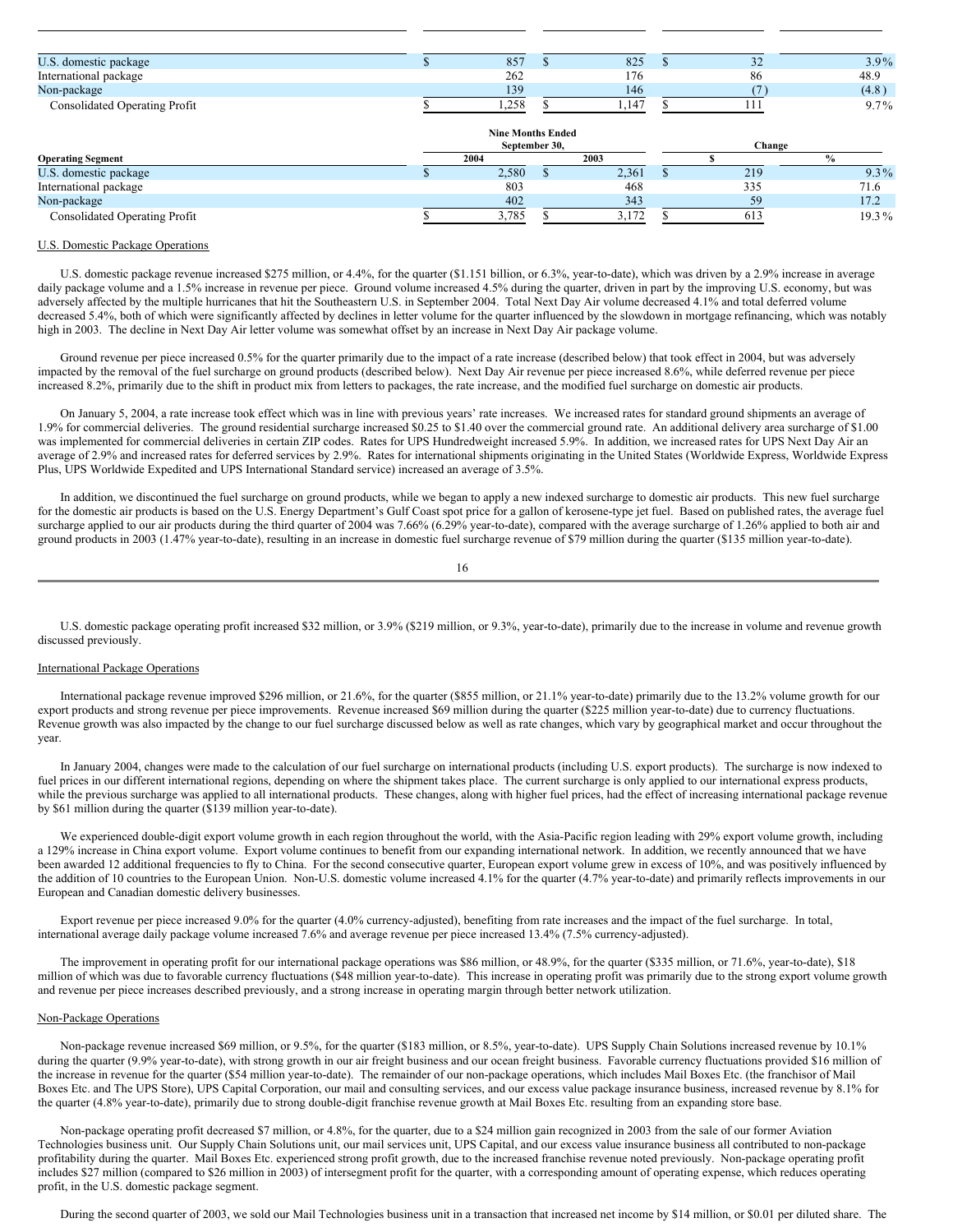| | | | | |
|---|---|---|---|---|
| U.S. domestic package | $ 857 | $ 825 | $ 32 | 3.9% |
| International package | 262 | 176 | 86 | 48.9 |
| Non-package | 139 | 146 | (7) | (4.8) |
| Consolidated Operating Profit | $ 1,258 | $ 1,147 | $ 111 | 9.7% |

| | Nine Months Ended September 30, | | Change | |
|---|---|---|---|---|
| **Operating Segment** | **2004** | **2003** | **$** | **%** |
| U.S. domestic package | $ 2,580 | $ 2,361 | $ 219 | 9.3% |
| International package | 803 | 468 | 335 | 71.6 |
| Non-package | 402 | 343 | 59 | 17.2 |
| Consolidated Operating Profit | $ 3,785 | $ 3,172 | $ 613 | 19.3% |

U.S. Domestic Package Operations

U.S. domestic package revenue increased $275 million, or 4.4%, for the quarter ($1.151 billion, or 6.3%, year-to-date), which was driven by a 2.9% increase in average daily package volume and a 1.5% increase in revenue per piece. Ground volume increased 4.5% during the quarter, driven in part by the improving U.S. economy, but was adversely affected by the multiple hurricanes that hit the Southeastern U.S. in September 2004. Total Next Day Air volume decreased 4.1% and total deferred volume decreased 5.4%, both of which were significantly affected by declines in letter volume for the quarter influenced by the slowdown in mortgage refinancing, which was notably high in 2003. The decline in Next Day Air letter volume was somewhat offset by an increase in Next Day Air package volume.

Ground revenue per piece increased 0.5% for the quarter primarily due to the impact of a rate increase (described below) that took effect in 2004, but was adversely impacted by the removal of the fuel surcharge on ground products (described below). Next Day Air revenue per piece increased 8.6%, while deferred revenue per piece increased 8.2%, primarily due to the shift in product mix from letters to packages, the rate increase, and the modified fuel surcharge on domestic air products.

On January 5, 2004, a rate increase took effect which was in line with previous years' rate increases. We increased rates for standard ground shipments an average of 1.9% for commercial deliveries. The ground residential surcharge increased $0.25 to $1.40 over the commercial ground rate. An additional delivery area surcharge of $1.00 was implemented for commercial deliveries in certain ZIP codes. Rates for UPS Hundredweight increased 5.9%. In addition, we increased rates for UPS Next Day Air an average of 2.9% and increased rates for deferred services by 2.9%. Rates for international shipments originating in the United States (Worldwide Express, Worldwide Express Plus, UPS Worldwide Expedited and UPS International Standard service) increased an average of 3.5%.

In addition, we discontinued the fuel surcharge on ground products, while we began to apply a new indexed surcharge to domestic air products. This new fuel surcharge for the domestic air products is based on the U.S. Energy Department's Gulf Coast spot price for a gallon of kerosene-type jet fuel. Based on published rates, the average fuel surcharge applied to our air products during the third quarter of 2004 was 7.66% (6.29% year-to-date), compared with the average surcharge of 1.26% applied to both air and ground products in 2003 (1.47% year-to-date), resulting in an increase in domestic fuel surcharge revenue of $79 million during the quarter ($135 million year-to-date).

U.S. domestic package operating profit increased $32 million, or 3.9% ($219 million, or 9.3%, year-to-date), primarily due to the increase in volume and revenue growth discussed previously.

International Package Operations

International package revenue improved $296 million, or 21.6%, for the quarter ($855 million, or 21.1% year-to-date) primarily due to the 13.2% volume growth for our export products and strong revenue per piece improvements. Revenue increased $69 million during the quarter ($225 million year-to-date) due to currency fluctuations. Revenue growth was also impacted by the change to our fuel surcharge discussed below as well as rate changes, which vary by geographical market and occur throughout the year.

In January 2004, changes were made to the calculation of our fuel surcharge on international products (including U.S. export products). The surcharge is now indexed to fuel prices in our different international regions, depending on where the shipment takes place. The current surcharge is only applied to our international express products, while the previous surcharge was applied to all international products. These changes, along with higher fuel prices, had the effect of increasing international package revenue by $61 million during the quarter ($139 million year-to-date).

We experienced double-digit export volume growth in each region throughout the world, with the Asia-Pacific region leading with 29% export volume growth, including a 129% increase in China export volume. Export volume continues to benefit from our expanding international network. In addition, we recently announced that we have been awarded 12 additional frequencies to fly to China. For the second consecutive quarter, European export volume grew in excess of 10%, and was positively influenced by the addition of 10 countries to the European Union. Non-U.S. domestic volume increased 4.1% for the quarter (4.7% year-to-date) and primarily reflects improvements in our European and Canadian domestic delivery businesses.

Export revenue per piece increased 9.0% for the quarter (4.0% currency-adjusted), benefiting from rate increases and the impact of the fuel surcharge. In total, international average daily package volume increased 7.6% and average revenue per piece increased 13.4% (7.5% currency-adjusted).

The improvement in operating profit for our international package operations was $86 million, or 48.9%, for the quarter ($335 million, or 71.6%, year-to-date), $18 million of which was due to favorable currency fluctuations ($48 million year-to-date). This increase in operating profit was primarily due to the strong export volume growth and revenue per piece increases described previously, and a strong increase in operating margin through better network utilization.

Non-Package Operations

Non-package revenue increased $69 million, or 9.5%, for the quarter ($183 million, or 8.5%, year-to-date). UPS Supply Chain Solutions increased revenue by 10.1% during the quarter (9.9% year-to-date), with strong growth in our air freight business and our ocean freight business. Favorable currency fluctuations provided $16 million of the increase in revenue for the quarter ($54 million year-to-date). The remainder of our non-package operations, which includes Mail Boxes Etc. (the franchisor of Mail Boxes Etc. and The UPS Store), UPS Capital Corporation, our mail and consulting services, and our excess value package insurance business, increased revenue by 8.1% for the quarter (4.8% year-to-date), primarily due to strong double-digit franchise revenue growth at Mail Boxes Etc. resulting from an expanding store base.

Non-package operating profit decreased $7 million, or 4.8%, for the quarter, due to a $24 million gain recognized in 2003 from the sale of our former Aviation Technologies business unit. Our Supply Chain Solutions unit, our mail services unit, UPS Capital, and our excess value insurance business all contributed to non-package profitability during the quarter. Mail Boxes Etc. experienced strong profit growth, due to the increased franchise revenue noted previously. Non-package operating profit includes $27 million (compared to $26 million in 2003) of intersegment profit for the quarter, with a corresponding amount of operating expense, which reduces operating profit, in the U.S. domestic package segment.

During the second quarter of 2003, we sold our Mail Technologies business unit in a transaction that increased net income by $14 million, or $0.01 per diluted share. The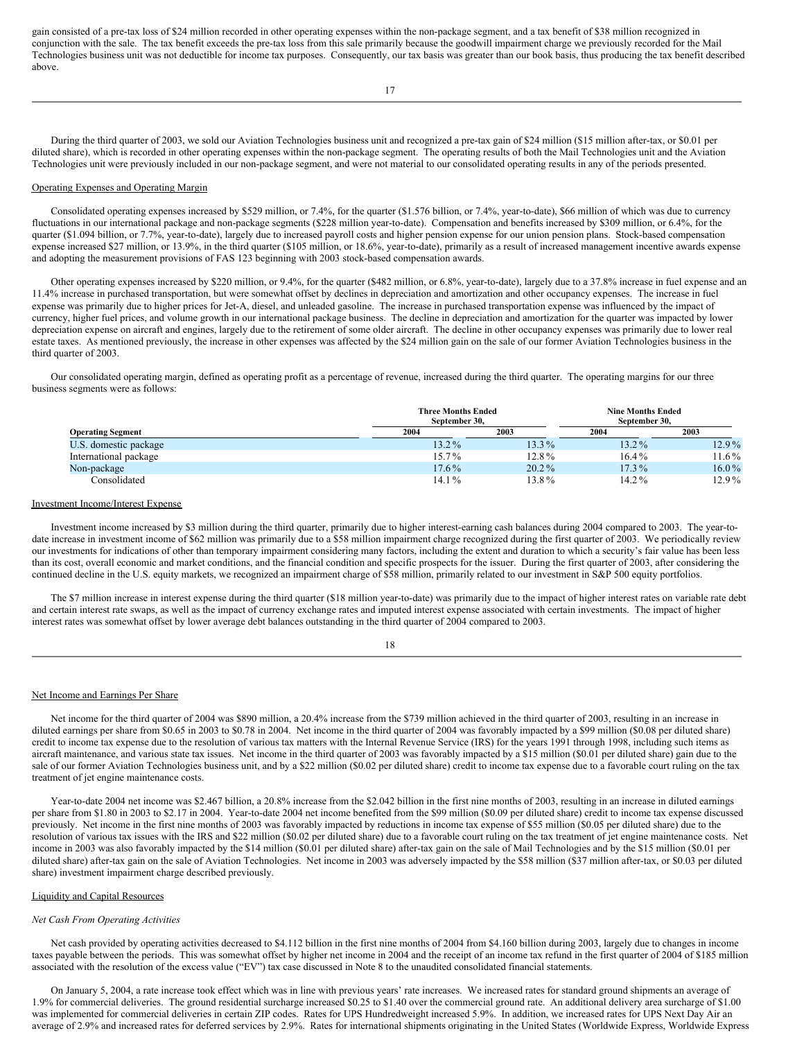gain consisted of a pre-tax loss of $24 million recorded in other operating expenses within the non-package segment, and a tax benefit of $38 million recognized in conjunction with the sale. The tax benefit exceeds the pre-tax loss from this sale primarily because the goodwill impairment charge we previously recorded for the Mail Technologies business unit was not deductible for income tax purposes. Consequently, our tax basis was greater than our book basis, thus producing the tax benefit described above.

During the third quarter of 2003, we sold our Aviation Technologies business unit and recognized a pre-tax gain of $24 million ($15 million after-tax, or $0.01 per diluted share), which is recorded in other operating expenses within the non-package segment. The operating results of both the Mail Technologies unit and the Aviation Technologies unit were previously included in our non-package segment, and were not material to our consolidated operating results in any of the periods presented.

## Operating Expenses and Operating Margin

Consolidated operating expenses increased by $529 million, or 7.4%, for the quarter ($1.576 billion, or 7.4%, year-to-date), $66 million of which was due to currency fluctuations in our international package and non-package segments ($228 million year-to-date). Compensation and benefits increased by $309 million, or 6.4%, for the quarter ($1.094 billion, or 7.7%, year-to-date), largely due to increased payroll costs and higher pension expense for our union pension plans. Stock-based compensation expense increased $27 million, or 13.9%, in the third quarter ($105 million, or 18.6%, year-to-date), primarily as a result of increased management incentive awards expense and adopting the measurement provisions of FAS 123 beginning with 2003 stock-based compensation awards.

Other operating expenses increased by $220 million, or 9.4%, for the quarter ($482 million, or 6.8%, year-to-date), largely due to a 37.8% increase in fuel expense and an 11.4% increase in purchased transportation, but were somewhat offset by declines in depreciation and amortization and other occupancy expenses. The increase in fuel expense was primarily due to higher prices for Jet-A, diesel, and unleaded gasoline. The increase in purchased transportation expense was influenced by the impact of currency, higher fuel prices, and volume growth in our international package business. The decline in depreciation and amortization for the quarter was impacted by lower depreciation expense on aircraft and engines, largely due to the retirement of some older aircraft. The decline in other occupancy expenses was primarily due to lower real estate taxes. As mentioned previously, the increase in other expenses was affected by the $24 million gain on the sale of our former Aviation Technologies business in the third quarter of 2003.

Our consolidated operating margin, defined as operating profit as a percentage of revenue, increased during the third quarter. The operating margins for our three business segments were as follows:

| | Three Months Ended September 30, | | Nine Months Ended September 30, | |
|---|---|---|---|---|
| **Operating Segment** | **2004** | **2003** | **2004** | **2003** |
| U.S. domestic package | 13.2% | 13.3% | 13.2% | 12.9% |
| International package | 15.7% | 12.8% | 16.4% | 11.6% |
| Non-package | 17.6% | 20.2% | 17.3% | 16.0% |
| Consolidated | 14.1% | 13.8% | 14.2% | 12.9% |

## Investment Income/Interest Expense

Investment income increased by $3 million during the third quarter, primarily due to higher interest-earning cash balances during 2004 compared to 2003. The year-to-date increase in investment income of $62 million was primarily due to a $58 million impairment charge recognized during the first quarter of 2003. We periodically review our investments for indications of other than temporary impairment considering many factors, including the extent and duration to which a security's fair value has been less than its cost, overall economic and market conditions, and the financial condition and specific prospects for the issuer. During the first quarter of 2003, after considering the continued decline in the U.S. equity markets, we recognized an impairment charge of $58 million, primarily related to our investment in S&P 500 equity portfolios.

The $7 million increase in interest expense during the third quarter ($18 million year-to-date) was primarily due to the impact of higher interest rates on variable rate debt and certain interest rate swaps, as well as the impact of currency exchange rates and imputed interest expense associated with certain investments. The impact of higher interest rates was somewhat offset by lower average debt balances outstanding in the third quarter of 2004 compared to 2003.

## Net Income and Earnings Per Share

Net income for the third quarter of 2004 was $890 million, a 20.4% increase from the $739 million achieved in the third quarter of 2003, resulting in an increase in diluted earnings per share from $0.65 in 2003 to $0.78 in 2004. Net income in the third quarter of 2004 was favorably impacted by a $99 million ($0.08 per diluted share) credit to income tax expense due to the resolution of various tax matters with the Internal Revenue Service (IRS) for the years 1991 through 1998, including such items as aircraft maintenance, and various state tax issues. Net income in the third quarter of 2003 was favorably impacted by a $15 million ($0.01 per diluted share) gain due to the sale of our former Aviation Technologies business unit, and by a $22 million ($0.02 per diluted share) credit to income tax expense due to a favorable court ruling on the tax treatment of jet engine maintenance costs.

Year-to-date 2004 net income was $2.467 billion, a 20.8% increase from the $2.042 billion in the first nine months of 2003, resulting in an increase in diluted earnings per share from $1.80 in 2003 to $2.17 in 2004. Year-to-date 2004 net income benefited from the $99 million ($0.09 per diluted share) credit to income tax expense discussed previously. Net income in the first nine months of 2003 was favorably impacted by reductions in income tax expense of $55 million ($0.05 per diluted share) due to the resolution of various tax issues with the IRS and $22 million ($0.02 per diluted share) due to a favorable court ruling on the tax treatment of jet engine maintenance costs. Net income in 2003 was also favorably impacted by the $14 million ($0.01 per diluted share) after-tax gain on the sale of Mail Technologies and by the $15 million ($0.01 per diluted share) after-tax gain on the sale of Aviation Technologies. Net income in 2003 was adversely impacted by the $58 million ($37 million after-tax, or $0.03 per diluted share) investment impairment charge described previously.

## Liquidity and Capital Resources

### *Net Cash From Operating Activities*

Net cash provided by operating activities decreased to $4.112 billion in the first nine months of 2004 from $4.160 billion during 2003, largely due to changes in income taxes payable between the periods. This was somewhat offset by higher net income in 2004 and the receipt of an income tax refund in the first quarter of 2004 of $185 million associated with the resolution of the excess value ("EV") tax case discussed in Note 8 to the unaudited consolidated financial statements.

On January 5, 2004, a rate increase took effect which was in line with previous years' rate increases. We increased rates for standard ground shipments an average of 1.9% for commercial deliveries. The ground residential surcharge increased $0.25 to $1.40 over the commercial ground rate. An additional delivery area surcharge of $1.00 was implemented for commercial deliveries in certain ZIP codes. Rates for UPS Hundredweight increased 5.9%. In addition, we increased rates for UPS Next Day Air an average of 2.9% and increased rates for deferred services by 2.9%. Rates for international shipments originating in the United States (Worldwide Express, Worldwide Express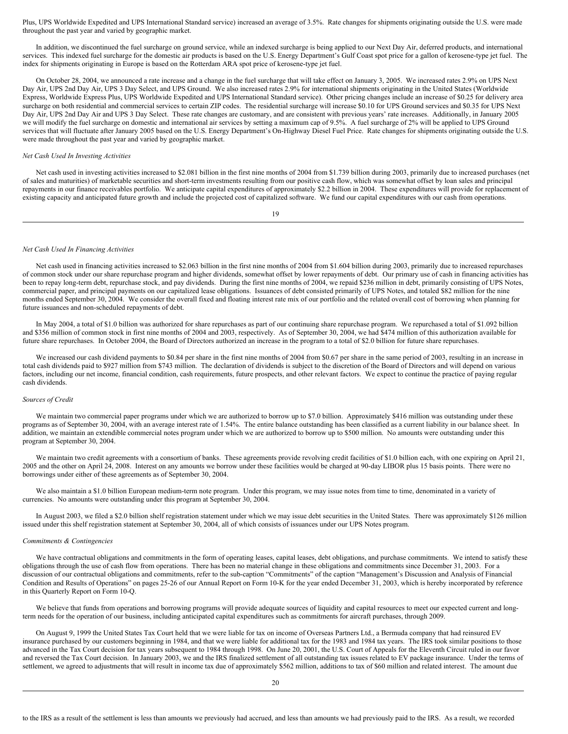Plus, UPS Worldwide Expedited and UPS International Standard service) increased an average of 3.5%. Rate changes for shipments originating outside the U.S. were made throughout the past year and varied by geographic market.

In addition, we discontinued the fuel surcharge on ground service, while an indexed surcharge is being applied to our Next Day Air, deferred products, and international services. This indexed fuel surcharge for the domestic air products is based on the U.S. Energy Department's Gulf Coast spot price for a gallon of kerosene-type jet fuel. The index for shipments originating in Europe is based on the Rotterdam ARA spot price of kerosene-type jet fuel.

On October 28, 2004, we announced a rate increase and a change in the fuel surcharge that will take effect on January 3, 2005. We increased rates 2.9% on UPS Next Day Air, UPS 2nd Day Air, UPS 3 Day Select, and UPS Ground. We also increased rates 2.9% for international shipments originating in the United States (Worldwide Express, Worldwide Express Plus, UPS Worldwide Expedited and UPS International Standard service). Other pricing changes include an increase of $0.25 for delivery area surcharge on both residential and commercial services to certain ZIP codes. The residential surcharge will increase $0.10 for UPS Ground services and $0.35 for UPS Next Day Air, UPS 2nd Day Air and UPS 3 Day Select. These rate changes are customary, and are consistent with previous years' rate increases. Additionally, in January 2005 we will modify the fuel surcharge on domestic and international air services by setting a maximum cap of 9.5%. A fuel surcharge of 2% will be applied to UPS Ground services that will fluctuate after January 2005 based on the U.S. Energy Department's On-Highway Diesel Fuel Price. Rate changes for shipments originating outside the U.S. were made throughout the past year and varied by geographic market.

*Net Cash Used In Investing Activities*

Net cash used in investing activities increased to $2.081 billion in the first nine months of 2004 from $1.739 billion during 2003, primarily due to increased purchases (net of sales and maturities) of marketable securities and short-term investments resulting from our positive cash flow, which was somewhat offset by loan sales and principal repayments in our finance receivables portfolio. We anticipate capital expenditures of approximately $2.2 billion in 2004. These expenditures will provide for replacement of existing capacity and anticipated future growth and include the projected cost of capitalized software. We fund our capital expenditures with our cash from operations.

*Net Cash Used In Financing Activities*

Net cash used in financing activities increased to $2.063 billion in the first nine months of 2004 from $1.604 billion during 2003, primarily due to increased repurchases of common stock under our share repurchase program and higher dividends, somewhat offset by lower repayments of debt. Our primary use of cash in financing activities has been to repay long-term debt, repurchase stock, and pay dividends. During the first nine months of 2004, we repaid $236 million in debt, primarily consisting of UPS Notes, commercial paper, and principal payments on our capitalized lease obligations. Issuances of debt consisted primarily of UPS Notes, and totaled $82 million for the nine months ended September 30, 2004. We consider the overall fixed and floating interest rate mix of our portfolio and the related overall cost of borrowing when planning for future issuances and non-scheduled repayments of debt.

In May 2004, a total of $1.0 billion was authorized for share repurchases as part of our continuing share repurchase program. We repurchased a total of $1.092 billion and $356 million of common stock in first nine months of 2004 and 2003, respectively. As of September 30, 2004, we had $474 million of this authorization available for future share repurchases. In October 2004, the Board of Directors authorized an increase in the program to a total of $2.0 billion for future share repurchases.

We increased our cash dividend payments to $0.84 per share in the first nine months of 2004 from $0.67 per share in the same period of 2003, resulting in an increase in total cash dividends paid to $927 million from $743 million. The declaration of dividends is subject to the discretion of the Board of Directors and will depend on various factors, including our net income, financial condition, cash requirements, future prospects, and other relevant factors. We expect to continue the practice of paying regular cash dividends.

*Sources of Credit*

We maintain two commercial paper programs under which we are authorized to borrow up to $7.0 billion. Approximately $416 million was outstanding under these programs as of September 30, 2004, with an average interest rate of 1.54%. The entire balance outstanding has been classified as a current liability in our balance sheet. In addition, we maintain an extendible commercial notes program under which we are authorized to borrow up to $500 million. No amounts were outstanding under this program at September 30, 2004.

We maintain two credit agreements with a consortium of banks. These agreements provide revolving credit facilities of $1.0 billion each, with one expiring on April 21, 2005 and the other on April 24, 2008. Interest on any amounts we borrow under these facilities would be charged at 90-day LIBOR plus 15 basis points. There were no borrowings under either of these agreements as of September 30, 2004.

We also maintain a $1.0 billion European medium-term note program. Under this program, we may issue notes from time to time, denominated in a variety of currencies. No amounts were outstanding under this program at September 30, 2004.

In August 2003, we filed a $2.0 billion shelf registration statement under which we may issue debt securities in the United States. There was approximately $126 million issued under this shelf registration statement at September 30, 2004, all of which consists of issuances under our UPS Notes program.

*Commitments & Contingencies*

We have contractual obligations and commitments in the form of operating leases, capital leases, debt obligations, and purchase commitments. We intend to satisfy these obligations through the use of cash flow from operations. There has been no material change in these obligations and commitments since December 31, 2003. For a discussion of our contractual obligations and commitments, refer to the sub-caption "Commitments" of the caption "Management's Discussion and Analysis of Financial Condition and Results of Operations" on pages 25-26 of our Annual Report on Form 10-K for the year ended December 31, 2003, which is hereby incorporated by reference in this Quarterly Report on Form 10-Q.

We believe that funds from operations and borrowing programs will provide adequate sources of liquidity and capital resources to meet our expected current and long-term needs for the operation of our business, including anticipated capital expenditures such as commitments for aircraft purchases, through 2009.

On August 9, 1999 the United States Tax Court held that we were liable for tax on income of Overseas Partners Ltd., a Bermuda company that had reinsured EV insurance purchased by our customers beginning in 1984, and that we were liable for additional tax for the 1983 and 1984 tax years. The IRS took similar positions to those advanced in the Tax Court decision for tax years subsequent to 1984 through 1998. On June 20, 2001, the U.S. Court of Appeals for the Eleventh Circuit ruled in our favor and reversed the Tax Court decision. In January 2003, we and the IRS finalized settlement of all outstanding tax issues related to EV package insurance. Under the terms of settlement, we agreed to adjustments that will result in income tax due of approximately $562 million, additions to tax of $60 million and related interest. The amount due to the IRS as a result of the settlement is less than amounts we previously had accrued, and less than amounts we had previously paid to the IRS. As a result, we recorded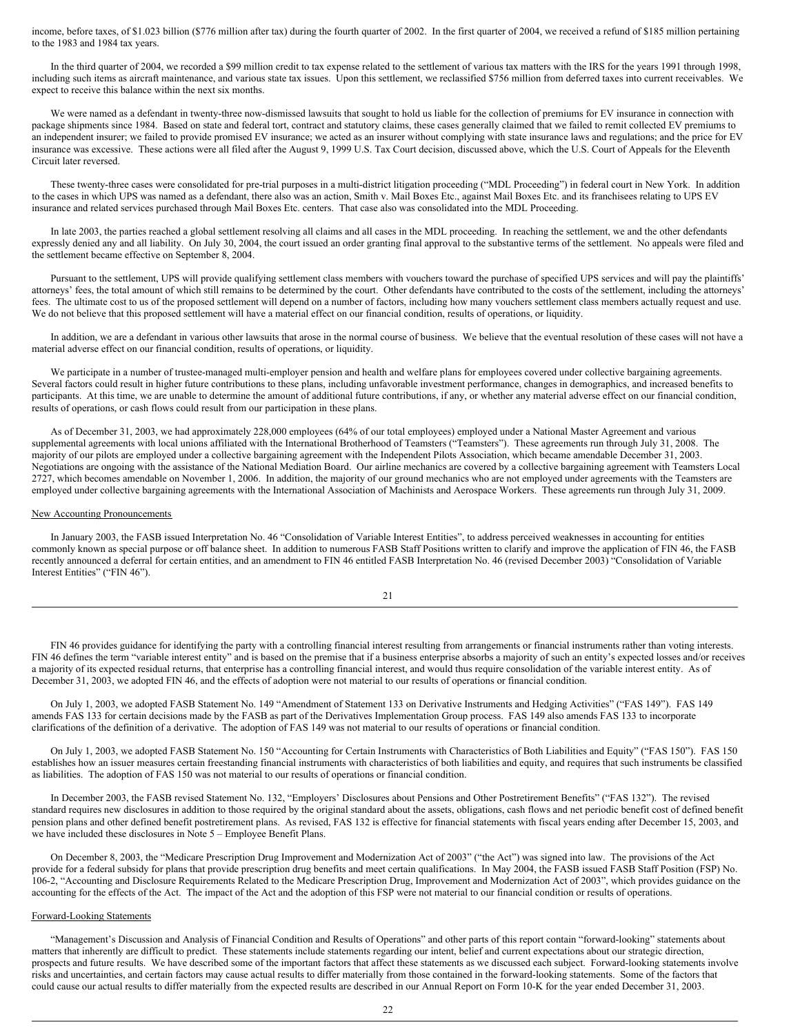income, before taxes, of $1.023 billion ($776 million after tax) during the fourth quarter of 2002. In the first quarter of 2004, we received a refund of $185 million pertaining to the 1983 and 1984 tax years.

In the third quarter of 2004, we recorded a $99 million credit to tax expense related to the settlement of various tax matters with the IRS for the years 1991 through 1998, including such items as aircraft maintenance, and various state tax issues. Upon this settlement, we reclassified $756 million from deferred taxes into current receivables. We expect to receive this balance within the next six months.

We were named as a defendant in twenty-three now-dismissed lawsuits that sought to hold us liable for the collection of premiums for EV insurance in connection with package shipments since 1984. Based on state and federal tort, contract and statutory claims, these cases generally claimed that we failed to remit collected EV premiums to an independent insurer; we failed to provide promised EV insurance; we acted as an insurer without complying with state insurance laws and regulations; and the price for EV insurance was excessive. These actions were all filed after the August 9, 1999 U.S. Tax Court decision, discussed above, which the U.S. Court of Appeals for the Eleventh Circuit later reversed.

These twenty-three cases were consolidated for pre-trial purposes in a multi-district litigation proceeding ("MDL Proceeding") in federal court in New York. In addition to the cases in which UPS was named as a defendant, there also was an action, Smith v. Mail Boxes Etc., against Mail Boxes Etc. and its franchisees relating to UPS EV insurance and related services purchased through Mail Boxes Etc. centers. That case also was consolidated into the MDL Proceeding.

In late 2003, the parties reached a global settlement resolving all claims and all cases in the MDL proceeding. In reaching the settlement, we and the other defendants expressly denied any and all liability. On July 30, 2004, the court issued an order granting final approval to the substantive terms of the settlement. No appeals were filed and the settlement became effective on September 8, 2004.

Pursuant to the settlement, UPS will provide qualifying settlement class members with vouchers toward the purchase of specified UPS services and will pay the plaintiffs' attorneys' fees, the total amount of which still remains to be determined by the court. Other defendants have contributed to the costs of the settlement, including the attorneys' fees. The ultimate cost to us of the proposed settlement will depend on a number of factors, including how many vouchers settlement class members actually request and use. We do not believe that this proposed settlement will have a material effect on our financial condition, results of operations, or liquidity.

In addition, we are a defendant in various other lawsuits that arose in the normal course of business. We believe that the eventual resolution of these cases will not have a material adverse effect on our financial condition, results of operations, or liquidity.

We participate in a number of trustee-managed multi-employer pension and health and welfare plans for employees covered under collective bargaining agreements. Several factors could result in higher future contributions to these plans, including unfavorable investment performance, changes in demographics, and increased benefits to participants. At this time, we are unable to determine the amount of additional future contributions, if any, or whether any material adverse effect on our financial condition, results of operations, or cash flows could result from our participation in these plans.

As of December 31, 2003, we had approximately 228,000 employees (64% of our total employees) employed under a National Master Agreement and various supplemental agreements with local unions affiliated with the International Brotherhood of Teamsters ("Teamsters"). These agreements run through July 31, 2008. The majority of our pilots are employed under a collective bargaining agreement with the Independent Pilots Association, which became amendable December 31, 2003. Negotiations are ongoing with the assistance of the National Mediation Board. Our airline mechanics are covered by a collective bargaining agreement with Teamsters Local 2727, which becomes amendable on November 1, 2006. In addition, the majority of our ground mechanics who are not employed under agreements with the Teamsters are employed under collective bargaining agreements with the International Association of Machinists and Aerospace Workers. These agreements run through July 31, 2009.

## New Accounting Pronouncements

In January 2003, the FASB issued Interpretation No. 46 "Consolidation of Variable Interest Entities", to address perceived weaknesses in accounting for entities commonly known as special purpose or off balance sheet. In addition to numerous FASB Staff Positions written to clarify and improve the application of FIN 46, the FASB recently announced a deferral for certain entities, and an amendment to FIN 46 entitled FASB Interpretation No. 46 (revised December 2003) "Consolidation of Variable Interest Entities" ("FIN 46").

FIN 46 provides guidance for identifying the party with a controlling financial interest resulting from arrangements or financial instruments rather than voting interests. FIN 46 defines the term "variable interest entity" and is based on the premise that if a business enterprise absorbs a majority of such an entity's expected losses and/or receives a majority of its expected residual returns, that enterprise has a controlling financial interest, and would thus require consolidation of the variable interest entity. As of December 31, 2003, we adopted FIN 46, and the effects of adoption were not material to our results of operations or financial condition.

On July 1, 2003, we adopted FASB Statement No. 149 "Amendment of Statement 133 on Derivative Instruments and Hedging Activities" ("FAS 149"). FAS 149 amends FAS 133 for certain decisions made by the FASB as part of the Derivatives Implementation Group process. FAS 149 also amends FAS 133 to incorporate clarifications of the definition of a derivative. The adoption of FAS 149 was not material to our results of operations or financial condition.

On July 1, 2003, we adopted FASB Statement No. 150 "Accounting for Certain Instruments with Characteristics of Both Liabilities and Equity" ("FAS 150"). FAS 150 establishes how an issuer measures certain freestanding financial instruments with characteristics of both liabilities and equity, and requires that such instruments be classified as liabilities. The adoption of FAS 150 was not material to our results of operations or financial condition.

In December 2003, the FASB revised Statement No. 132, "Employers' Disclosures about Pensions and Other Postretirement Benefits" ("FAS 132"). The revised standard requires new disclosures in addition to those required by the original standard about the assets, obligations, cash flows and net periodic benefit cost of defined benefit pension plans and other defined benefit postretirement plans. As revised, FAS 132 is effective for financial statements with fiscal years ending after December 15, 2003, and we have included these disclosures in Note 5 – Employee Benefit Plans.

On December 8, 2003, the "Medicare Prescription Drug Improvement and Modernization Act of 2003" ("the Act") was signed into law. The provisions of the Act provide for a federal subsidy for plans that provide prescription drug benefits and meet certain qualifications. In May 2004, the FASB issued FASB Staff Position (FSP) No. 106-2, "Accounting and Disclosure Requirements Related to the Medicare Prescription Drug, Improvement and Modernization Act of 2003", which provides guidance on the accounting for the effects of the Act. The impact of the Act and the adoption of this FSP were not material to our financial condition or results of operations.

## Forward-Looking Statements

"Management's Discussion and Analysis of Financial Condition and Results of Operations" and other parts of this report contain "forward-looking" statements about matters that inherently are difficult to predict. These statements include statements regarding our intent, belief and current expectations about our strategic direction, prospects and future results. We have described some of the important factors that affect these statements as we discussed each subject. Forward-looking statements involve risks and uncertainties, and certain factors may cause actual results to differ materially from those contained in the forward-looking statements. Some of the factors that could cause our actual results to differ materially from the expected results are described in our Annual Report on Form 10-K for the year ended December 31, 2003.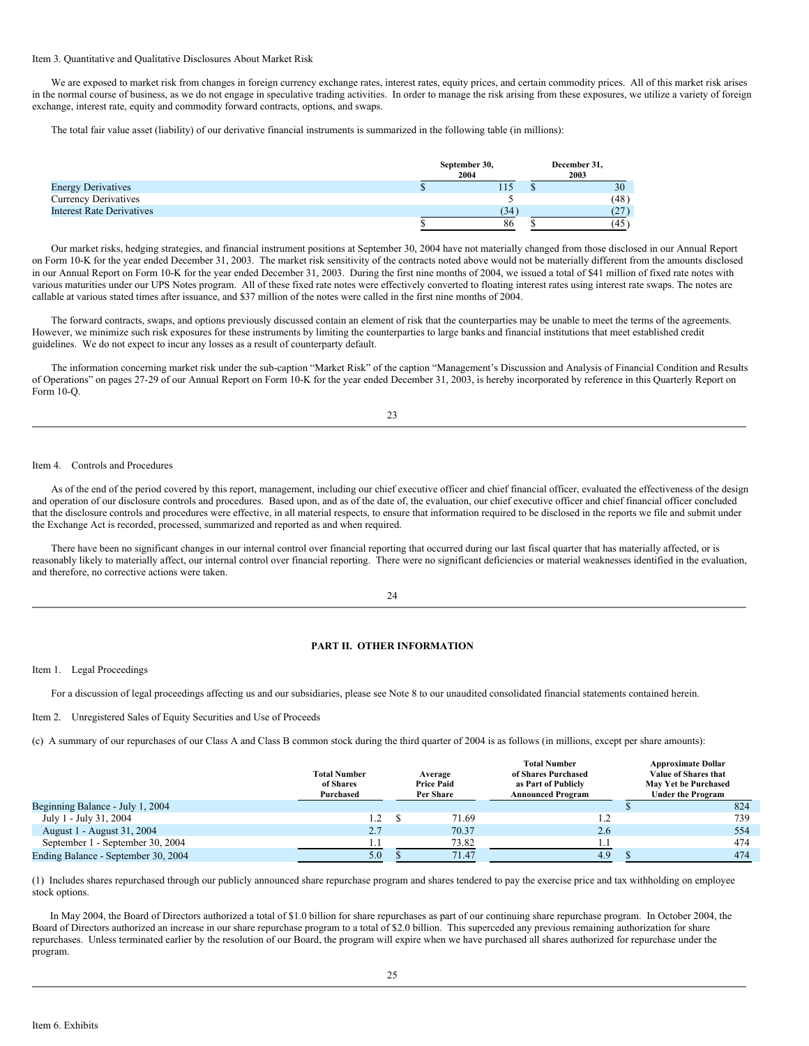Item 3. Quantitative and Qualitative Disclosures About Market Risk

We are exposed to market risk from changes in foreign currency exchange rates, interest rates, equity prices, and certain commodity prices. All of this market risk arises in the normal course of business, as we do not engage in speculative trading activities. In order to manage the risk arising from these exposures, we utilize a variety of foreign exchange, interest rate, equity and commodity forward contracts, options, and swaps.

The total fair value asset (liability) of our derivative financial instruments is summarized in the following table (in millions):

| | September 30, 2004 | December 31, 2003 |
|---|---|---|
| Energy Derivatives | $ 115 | $ 30 |
| Currency Derivatives | 5 | (48) |
| Interest Rate Derivatives | (34) | (27) |
| | $ 86 | $ (45) |

Our market risks, hedging strategies, and financial instrument positions at September 30, 2004 have not materially changed from those disclosed in our Annual Report on Form 10-K for the year ended December 31, 2003. The market risk sensitivity of the contracts noted above would not be materially different from the amounts disclosed in our Annual Report on Form 10-K for the year ended December 31, 2003. During the first nine months of 2004, we issued a total of $41 million of fixed rate notes with various maturities under our UPS Notes program. All of these fixed rate notes were effectively converted to floating interest rates using interest rate swaps. The notes are callable at various stated times after issuance, and $37 million of the notes were called in the first nine months of 2004.

The forward contracts, swaps, and options previously discussed contain an element of risk that the counterparties may be unable to meet the terms of the agreements. However, we minimize such risk exposures for these instruments by limiting the counterparties to large banks and financial institutions that meet established credit guidelines. We do not expect to incur any losses as a result of counterparty default.

The information concerning market risk under the sub-caption "Market Risk" of the caption "Management's Discussion and Analysis of Financial Condition and Results of Operations" on pages 27-29 of our Annual Report on Form 10-K for the year ended December 31, 2003, is hereby incorporated by reference in this Quarterly Report on Form 10-Q.

Item 4. Controls and Procedures

As of the end of the period covered by this report, management, including our chief executive officer and chief financial officer, evaluated the effectiveness of the design and operation of our disclosure controls and procedures. Based upon, and as of the date of, the evaluation, our chief executive officer and chief financial officer concluded that the disclosure controls and procedures were effective, in all material respects, to ensure that information required to be disclosed in the reports we file and submit under the Exchange Act is recorded, processed, summarized and reported as and when required.

There have been no significant changes in our internal control over financial reporting that occurred during our last fiscal quarter that has materially affected, or is reasonably likely to materially affect, our internal control over financial reporting. There were no significant deficiencies or material weaknesses identified in the evaluation, and therefore, no corrective actions were taken.

## PART II. OTHER INFORMATION

Item 1. Legal Proceedings

For a discussion of legal proceedings affecting us and our subsidiaries, please see Note 8 to our unaudited consolidated financial statements contained herein.

Item 2. Unregistered Sales of Equity Securities and Use of Proceeds

(c) A summary of our repurchases of our Class A and Class B common stock during the third quarter of 2004 is as follows (in millions, except per share amounts):

| | Total Number of Shares Purchased | Average Price Paid Per Share | Total Number of Shares Purchased as Part of Publicly Announced Program | Approximate Dollar Value of Shares that May Yet be Purchased Under the Program |
|---|---|---|---|---|
| Beginning Balance - July 1, 2004 | | | | $ 824 |
| July 1 - July 31, 2004 | 1.2 | $ 71.69 | 1.2 | 739 |
| August 1 - August 31, 2004 | 2.7 | 70.37 | 2.6 | 554 |
| September 1 - September 30, 2004 | 1.1 | 73.82 | 1.1 | 474 |
| Ending Balance - September 30, 2004 | 5.0 | $ 71.47 | 4.9 | $ 474 |

(1) Includes shares repurchased through our publicly announced share repurchase program and shares tendered to pay the exercise price and tax withholding on employee stock options.

In May 2004, the Board of Directors authorized a total of $1.0 billion for share repurchases as part of our continuing share repurchase program. In October 2004, the Board of Directors authorized an increase in our share repurchase program to a total of $2.0 billion. This superceded any previous remaining authorization for share repurchases. Unless terminated earlier by the resolution of our Board, the program will expire when we have purchased all shares authorized for repurchase under the program.

Item 6. Exhibits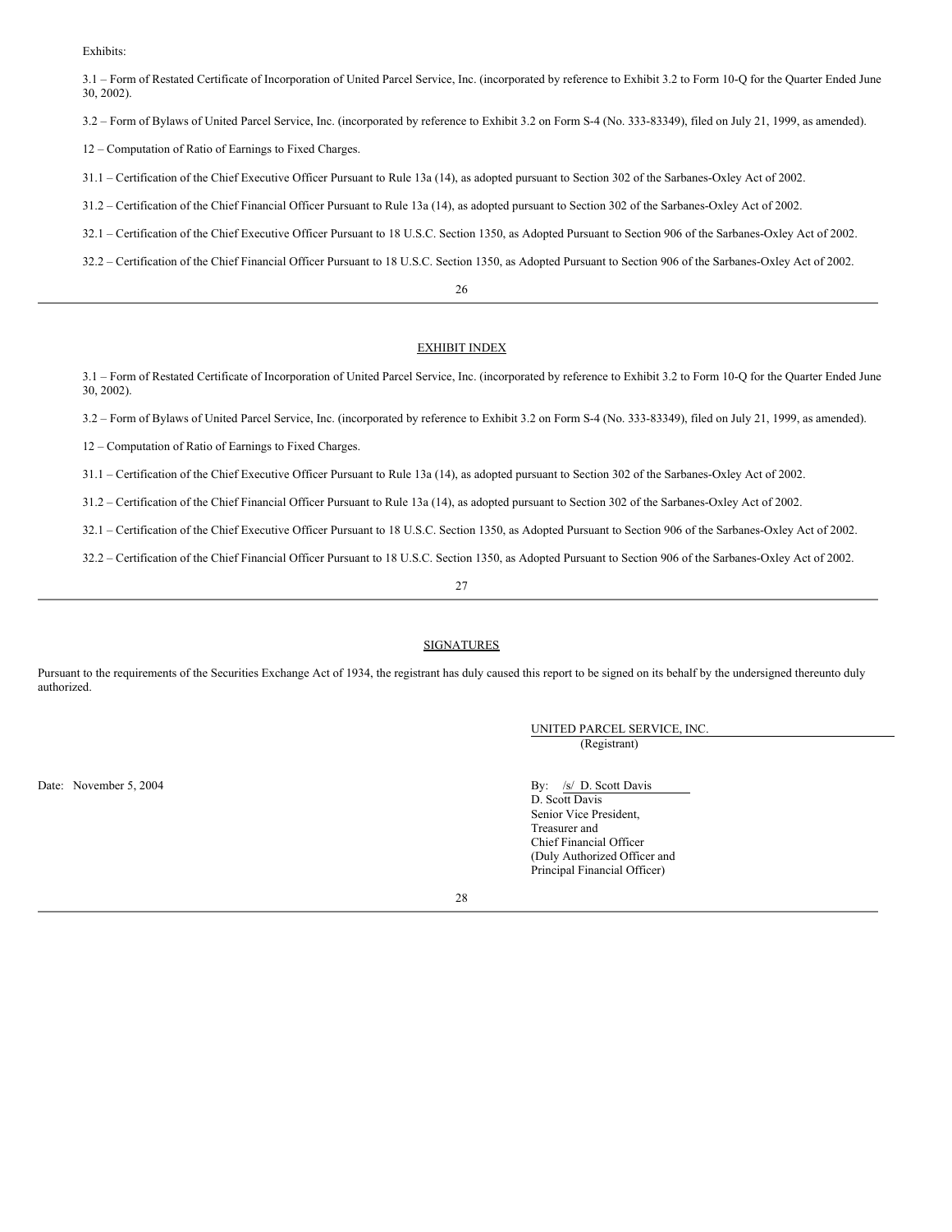Exhibits:

3.1 – Form of Restated Certificate of Incorporation of United Parcel Service, Inc. (incorporated by reference to Exhibit 3.2 to Form 10-Q for the Quarter Ended June 30, 2002).

3.2 – Form of Bylaws of United Parcel Service, Inc. (incorporated by reference to Exhibit 3.2 on Form S-4 (No. 333-83349), filed on July 21, 1999, as amended).

12 – Computation of Ratio of Earnings to Fixed Charges.

31.1 – Certification of the Chief Executive Officer Pursuant to Rule 13a (14), as adopted pursuant to Section 302 of the Sarbanes-Oxley Act of 2002.

31.2 – Certification of the Chief Financial Officer Pursuant to Rule 13a (14), as adopted pursuant to Section 302 of the Sarbanes-Oxley Act of 2002.

32.1 – Certification of the Chief Executive Officer Pursuant to 18 U.S.C. Section 1350, as Adopted Pursuant to Section 906 of the Sarbanes-Oxley Act of 2002.

32.2 – Certification of the Chief Financial Officer Pursuant to 18 U.S.C. Section 1350, as Adopted Pursuant to Section 906 of the Sarbanes-Oxley Act of 2002.

## EXHIBIT INDEX

3.1 – Form of Restated Certificate of Incorporation of United Parcel Service, Inc. (incorporated by reference to Exhibit 3.2 to Form 10-Q for the Quarter Ended June 30, 2002).

3.2 – Form of Bylaws of United Parcel Service, Inc. (incorporated by reference to Exhibit 3.2 on Form S-4 (No. 333-83349), filed on July 21, 1999, as amended).

12 – Computation of Ratio of Earnings to Fixed Charges.

31.1 – Certification of the Chief Executive Officer Pursuant to Rule 13a (14), as adopted pursuant to Section 302 of the Sarbanes-Oxley Act of 2002.

31.2 – Certification of the Chief Financial Officer Pursuant to Rule 13a (14), as adopted pursuant to Section 302 of the Sarbanes-Oxley Act of 2002.

32.1 – Certification of the Chief Executive Officer Pursuant to 18 U.S.C. Section 1350, as Adopted Pursuant to Section 906 of the Sarbanes-Oxley Act of 2002.

32.2 – Certification of the Chief Financial Officer Pursuant to 18 U.S.C. Section 1350, as Adopted Pursuant to Section 906 of the Sarbanes-Oxley Act of 2002.

## SIGNATURES

Pursuant to the requirements of the Securities Exchange Act of 1934, the registrant has duly caused this report to be signed on its behalf by the undersigned thereunto duly authorized.

UNITED PARCEL SERVICE, INC.
(Registrant)

Date: November 5, 2004

By: /s/ D. Scott Davis
D. Scott Davis
Senior Vice President,
Treasurer and
Chief Financial Officer
(Duly Authorized Officer and
Principal Financial Officer)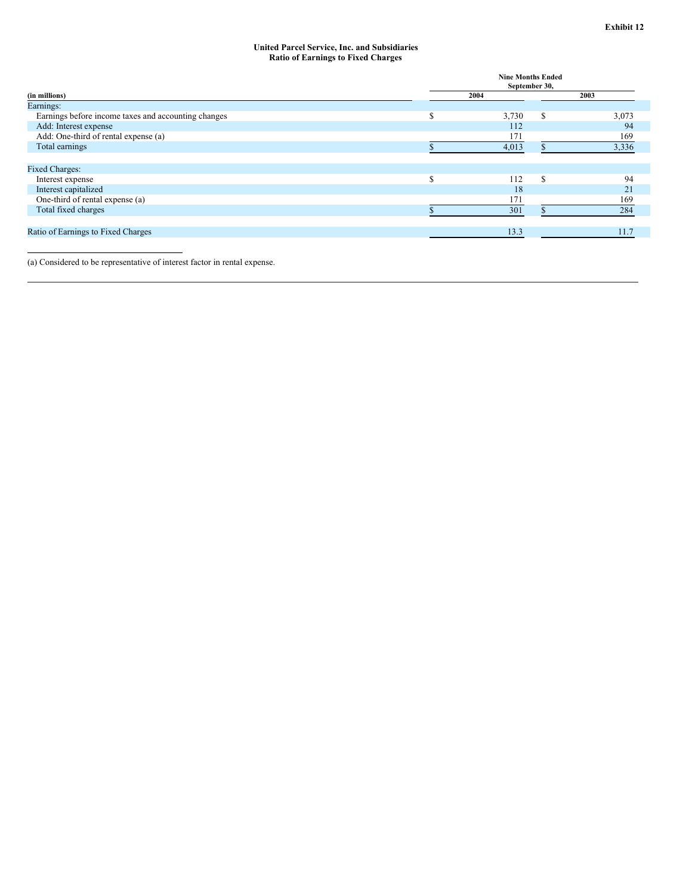**Exhibit 12**

**United Parcel Service, Inc. and Subsidiaries**
**Ratio of Earnings to Fixed Charges**

| (in millions) | Nine Months Ended September 30, 2004 | 2003 |
|---|---|---|
| Earnings: | | |
| Earnings before income taxes and accounting changes | $ 3,730 | $ 3,073 |
| Add: Interest expense | 112 | 94 |
| Add: One-third of rental expense (a) | 171 | 169 |
| Total earnings | $ 4,013 | $ 3,336 |
| | | |
| Fixed Charges: | | |
| Interest expense | $ 112 | $ 94 |
| Interest capitalized | 18 | 21 |
| One-third of rental expense (a) | 171 | 169 |
| Total fixed charges | $ 301 | $ 284 |
| | | |
| Ratio of Earnings to Fixed Charges | 13.3 | 11.7 |

(a) Considered to be representative of interest factor in rental expense.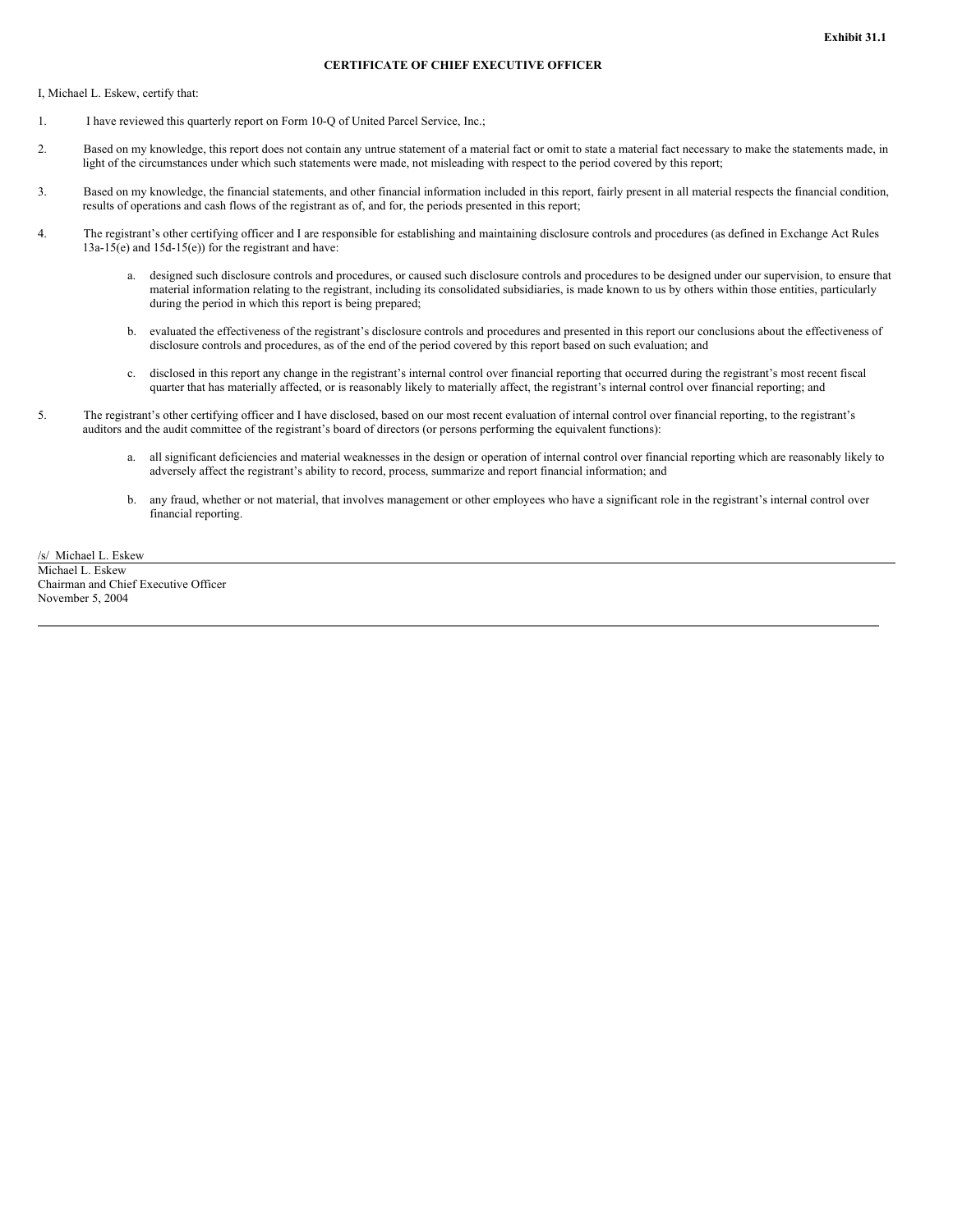**Exhibit 31.1**

**CERTIFICATE OF CHIEF EXECUTIVE OFFICER**

I, Michael L. Eskew, certify that:

1. I have reviewed this quarterly report on Form 10-Q of United Parcel Service, Inc.;

2. Based on my knowledge, this report does not contain any untrue statement of a material fact or omit to state a material fact necessary to make the statements made, in light of the circumstances under which such statements were made, not misleading with respect to the period covered by this report;

3. Based on my knowledge, the financial statements, and other financial information included in this report, fairly present in all material respects the financial condition, results of operations and cash flows of the registrant as of, and for, the periods presented in this report;

4. The registrant's other certifying officer and I are responsible for establishing and maintaining disclosure controls and procedures (as defined in Exchange Act Rules 13a-15(e) and 15d-15(e)) for the registrant and have:

   a. designed such disclosure controls and procedures, or caused such disclosure controls and procedures to be designed under our supervision, to ensure that material information relating to the registrant, including its consolidated subsidiaries, is made known to us by others within those entities, particularly during the period in which this report is being prepared;

   b. evaluated the effectiveness of the registrant's disclosure controls and procedures and presented in this report our conclusions about the effectiveness of disclosure controls and procedures, as of the end of the period covered by this report based on such evaluation; and

   c. disclosed in this report any change in the registrant's internal control over financial reporting that occurred during the registrant's most recent fiscal quarter that has materially affected, or is reasonably likely to materially affect, the registrant's internal control over financial reporting; and

5. The registrant's other certifying officer and I have disclosed, based on our most recent evaluation of internal control over financial reporting, to the registrant's auditors and the audit committee of the registrant's board of directors (or persons performing the equivalent functions):

   a. all significant deficiencies and material weaknesses in the design or operation of internal control over financial reporting which are reasonably likely to adversely affect the registrant's ability to record, process, summarize and report financial information; and

   b. any fraud, whether or not material, that involves management or other employees who have a significant role in the registrant's internal control over financial reporting.

/s/ Michael L. Eskew

Michael L. Eskew
Chairman and Chief Executive Officer
November 5, 2004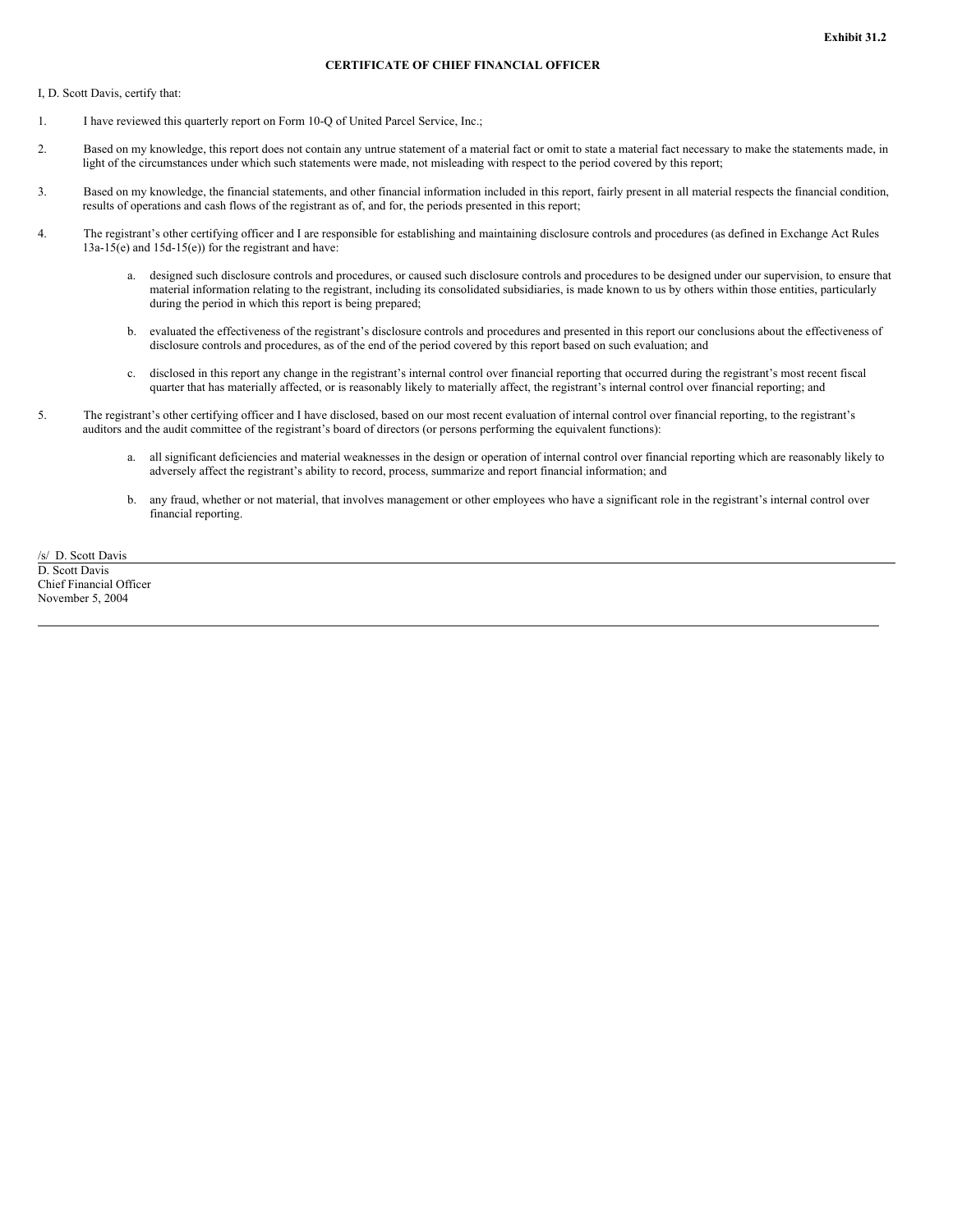**Exhibit 31.2**

**CERTIFICATE OF CHIEF FINANCIAL OFFICER**

I, D. Scott Davis, certify that:

1. I have reviewed this quarterly report on Form 10-Q of United Parcel Service, Inc.;

2. Based on my knowledge, this report does not contain any untrue statement of a material fact or omit to state a material fact necessary to make the statements made, in light of the circumstances under which such statements were made, not misleading with respect to the period covered by this report;

3. Based on my knowledge, the financial statements, and other financial information included in this report, fairly present in all material respects the financial condition, results of operations and cash flows of the registrant as of, and for, the periods presented in this report;

4. The registrant's other certifying officer and I are responsible for establishing and maintaining disclosure controls and procedures (as defined in Exchange Act Rules 13a-15(e) and 15d-15(e)) for the registrant and have:

   a. designed such disclosure controls and procedures, or caused such disclosure controls and procedures to be designed under our supervision, to ensure that material information relating to the registrant, including its consolidated subsidiaries, is made known to us by others within those entities, particularly during the period in which this report is being prepared;

   b. evaluated the effectiveness of the registrant's disclosure controls and procedures and presented in this report our conclusions about the effectiveness of disclosure controls and procedures, as of the end of the period covered by this report based on such evaluation; and

   c. disclosed in this report any change in the registrant's internal control over financial reporting that occurred during the registrant's most recent fiscal quarter that has materially affected, or is reasonably likely to materially affect, the registrant's internal control over financial reporting; and

5. The registrant's other certifying officer and I have disclosed, based on our most recent evaluation of internal control over financial reporting, to the registrant's auditors and the audit committee of the registrant's board of directors (or persons performing the equivalent functions):

   a. all significant deficiencies and material weaknesses in the design or operation of internal control over financial reporting which are reasonably likely to adversely affect the registrant's ability to record, process, summarize and report financial information; and

   b. any fraud, whether or not material, that involves management or other employees who have a significant role in the registrant's internal control over financial reporting.

/s/ D. Scott Davis

D. Scott Davis
Chief Financial Officer
November 5, 2004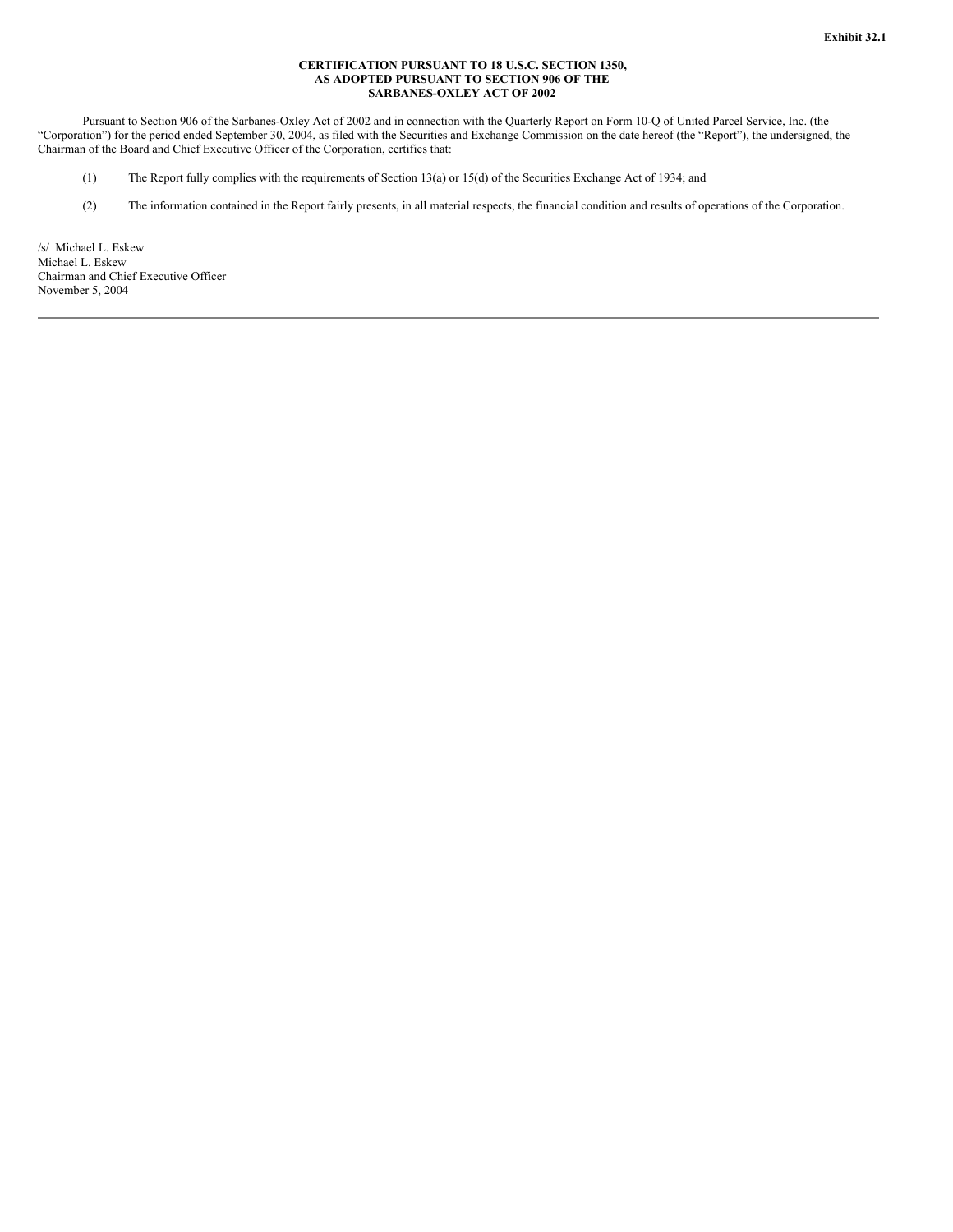**Exhibit 32.1**

**CERTIFICATION PURSUANT TO 18 U.S.C. SECTION 1350, AS ADOPTED PURSUANT TO SECTION 906 OF THE SARBANES-OXLEY ACT OF 2002**

Pursuant to Section 906 of the Sarbanes-Oxley Act of 2002 and in connection with the Quarterly Report on Form 10-Q of United Parcel Service, Inc. (the "Corporation") for the period ended September 30, 2004, as filed with the Securities and Exchange Commission on the date hereof (the "Report"), the undersigned, the Chairman of the Board and Chief Executive Officer of the Corporation, certifies that:

(1) The Report fully complies with the requirements of Section 13(a) or 15(d) of the Securities Exchange Act of 1934; and

(2) The information contained in the Report fairly presents, in all material respects, the financial condition and results of operations of the Corporation.

/s/ Michael L. Eskew

Michael L. Eskew
Chairman and Chief Executive Officer
November 5, 2004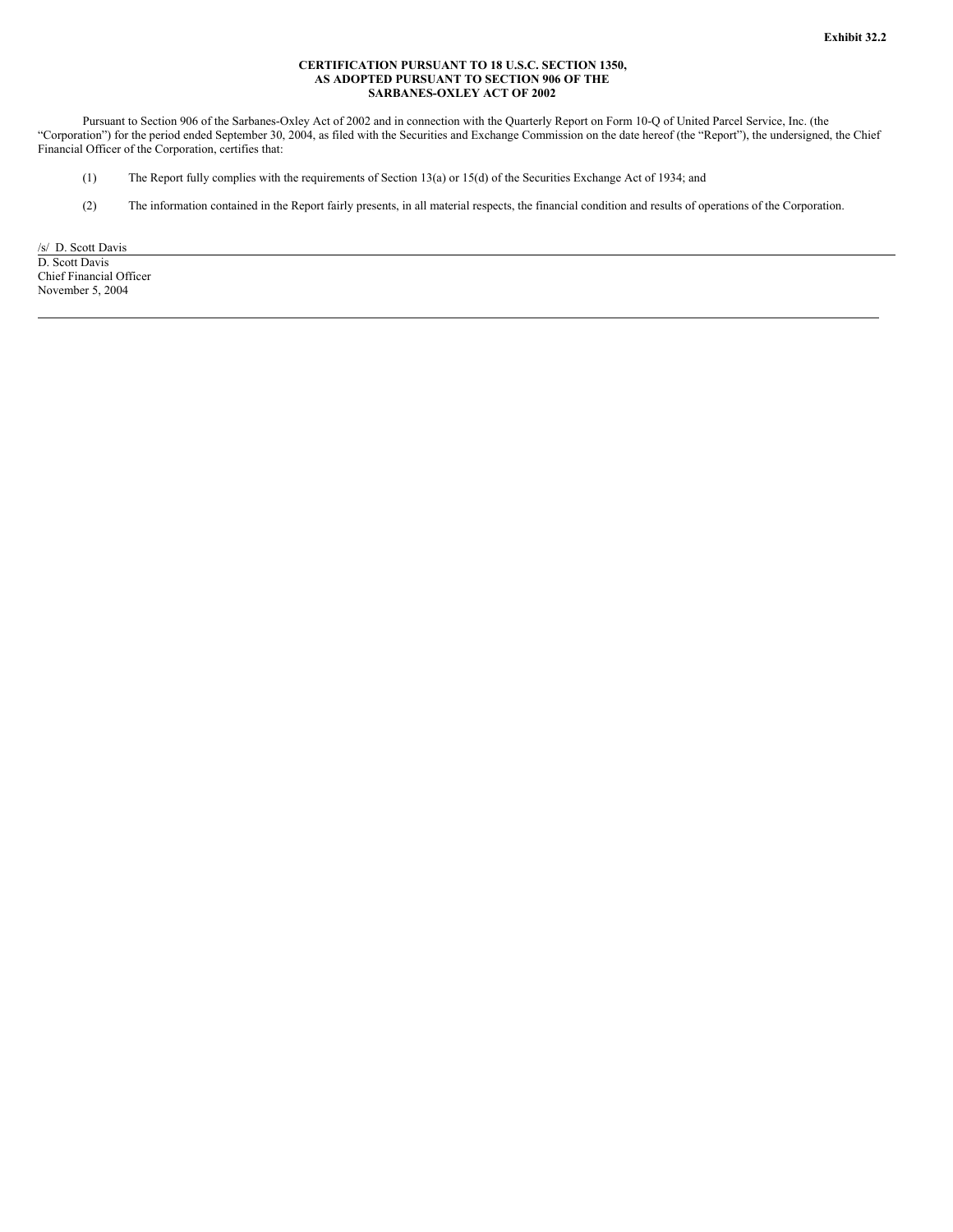Exhibit 32.2

**CERTIFICATION PURSUANT TO 18 U.S.C. SECTION 1350, AS ADOPTED PURSUANT TO SECTION 906 OF THE SARBANES-OXLEY ACT OF 2002**

Pursuant to Section 906 of the Sarbanes-Oxley Act of 2002 and in connection with the Quarterly Report on Form 10-Q of United Parcel Service, Inc. (the "Corporation") for the period ended September 30, 2004, as filed with the Securities and Exchange Commission on the date hereof (the "Report"), the undersigned, the Chief Financial Officer of the Corporation, certifies that:

(1) The Report fully complies with the requirements of Section 13(a) or 15(d) of the Securities Exchange Act of 1934; and

(2) The information contained in the Report fairly presents, in all material respects, the financial condition and results of operations of the Corporation.

/s/ D. Scott Davis

D. Scott Davis
Chief Financial Officer
November 5, 2004